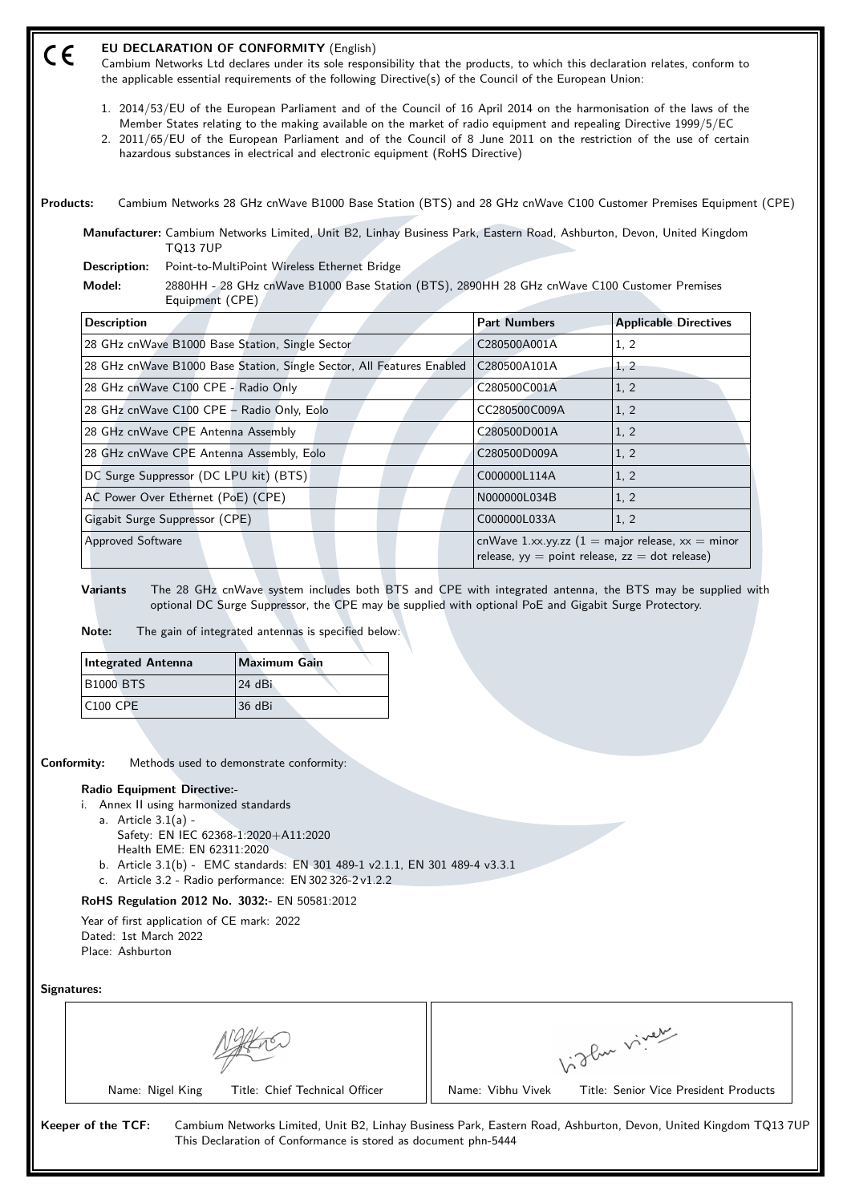CE

# EU DECLARATION OF CONFORMITY (English)

Cambium Networks Ltd declares under its sole responsibility that the products, to which this declaration relates, conform to the applicable essential requirements of the following Directive(s) of the Council of the European Union:

1. 2014/53/EU of the European Parliament and of the Council of 16 April 2014 on the harmonisation of the laws of the Member States relating to the making available on the market of radio equipment and repealing Directive 1999/5/EC
2. 2011/65/EU of the European Parliament and of the Council of 8 June 2011 on the restriction of the use of certain hazardous substances in electrical and electronic equipment (RoHS Directive)

**Products:** Cambium Networks 28 GHz cnWave B1000 Base Station (BTS) and 28 GHz cnWave C100 Customer Premises Equipment (CPE)

**Manufacturer:** Cambium Networks Limited, Unit B2, Linhay Business Park, Eastern Road, Ashburton, Devon, United Kingdom TQ13 7UP

**Description:** Point-to-MultiPoint Wireless Ethernet Bridge

**Model:** 2880HH - 28 GHz cnWave B1000 Base Station (BTS), 2890HH 28 GHz cnWave C100 Customer Premises Equipment (CPE)

| Description | Part Numbers | Applicable Directives |
|---|---|---|
| 28 GHz cnWave B1000 Base Station, Single Sector | C280500A001A | 1, 2 |
| 28 GHz cnWave B1000 Base Station, Single Sector, All Features Enabled | C280500A101A | 1, 2 |
| 28 GHz cnWave C100 CPE - Radio Only | C280500C001A | 1, 2 |
| 28 GHz cnWave C100 CPE – Radio Only, Eolo | CC280500C009A | 1, 2 |
| 28 GHz cnWave CPE Antenna Assembly | C280500D001A | 1, 2 |
| 28 GHz cnWave CPE Antenna Assembly, Eolo | C280500D009A | 1, 2 |
| DC Surge Suppressor (DC LPU kit) (BTS) | C000000L114A | 1, 2 |
| AC Power Over Ethernet (PoE) (CPE) | N000000L034B | 1, 2 |
| Gigabit Surge Suppressor (CPE) | C000000L033A | 1, 2 |
| Approved Software | cnWave 1.xx.yy.zz (1 = major release, xx = minor release, yy = point release, zz = dot release) | |

**Variants** The 28 GHz cnWave system includes both BTS and CPE with integrated antenna, the BTS may be supplied with optional DC Surge Suppressor, the CPE may be supplied with optional PoE and Gigabit Surge Protectory.

**Note:** The gain of integrated antennas is specified below:

| Integrated Antenna | Maximum Gain |
|---|---|
| B1000 BTS | 24 dBi |
| C100 CPE | 36 dBi |

**Conformity:** Methods used to demonstrate conformity:

**Radio Equipment Directive:-**

i. Annex II using harmonized standards
   a. Article 3.1(a) -
      Safety: EN IEC 62368-1:2020+A11:2020
      Health EME: EN 62311:2020
   b. Article 3.1(b) - EMC standards: EN 301 489-1 v2.1.1, EN 301 489-4 v3.3.1
   c. Article 3.2 - Radio performance: EN 302 326-2 v1.2.2

**RoHS Regulation 2012 No. 3032:-** EN 50581:2012

Year of first application of CE mark: 2022
Dated: 1st March 2022
Place: Ashburton

**Signatures:**

| Name: Nigel King Title: Chief Technical Officer | Name: Vibhu Vivek Title: Senior Vice President Products |
|---|---|

**Keeper of the TCF:** Cambium Networks Limited, Unit B2, Linhay Business Park, Eastern Road, Ashburton, Devon, United Kingdom TQ13 7UP
This Declaration of Conformance is stored as document phn-5444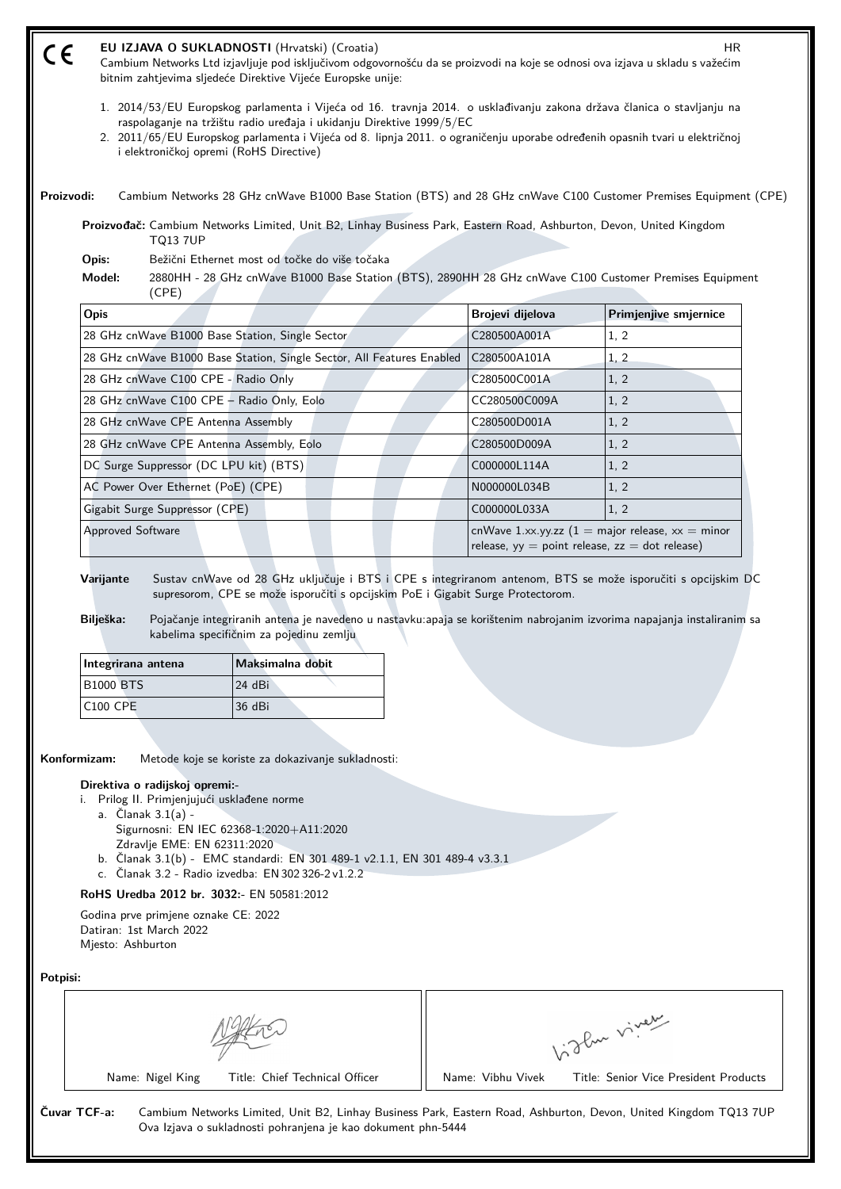CE

# EU IZJAVA O SUKLADNOSTI (Hrvatski) (Croatia)

HR

Cambium Networks Ltd izjavljuje pod isključivom odgovornošću da se proizvodi na koje se odnosi ova izjava u skladu s važećim bitnim zahtjevima sljedeće Direktive Vijeće Europske unije:

1. 2014/53/EU Europskog parlamenta i Vijeća od 16. travnja 2014. o usklađivanju zakona država članica o stavljanju na raspolaganje na tržištu radio uređaja i ukidanju Direktive 1999/5/EC
2. 2011/65/EU Europskog parlamenta i Vijeća od 8. lipnja 2011. o ograničenju uporabe određenih opasnih tvari u električnoj i elektroničkoj opremi (RoHS Directive)

**Proizvodi:** Cambium Networks 28 GHz cnWave B1000 Base Station (BTS) and 28 GHz cnWave C100 Customer Premises Equipment (CPE)

**Proizvođač:** Cambium Networks Limited, Unit B2, Linhay Business Park, Eastern Road, Ashburton, Devon, United Kingdom TQ13 7UP

**Opis:** Bežični Ethernet most od točke do više točaka

**Model:** 2880HH - 28 GHz cnWave B1000 Base Station (BTS), 2890HH 28 GHz cnWave C100 Customer Premises Equipment (CPE)

| Opis | Brojevi dijelova | Primjenjive smjernice |
|---|---|---|
| 28 GHz cnWave B1000 Base Station, Single Sector | C280500A001A | 1, 2 |
| 28 GHz cnWave B1000 Base Station, Single Sector, All Features Enabled | C280500A101A | 1, 2 |
| 28 GHz cnWave C100 CPE - Radio Only | C280500C001A | 1, 2 |
| 28 GHz cnWave C100 CPE – Radio Only, Eolo | CC280500C009A | 1, 2 |
| 28 GHz cnWave CPE Antenna Assembly | C280500D001A | 1, 2 |
| 28 GHz cnWave CPE Antenna Assembly, Eolo | C280500D009A | 1, 2 |
| DC Surge Suppressor (DC LPU kit) (BTS) | C000000L114A | 1, 2 |
| AC Power Over Ethernet (PoE) (CPE) | N000000L034B | 1, 2 |
| Gigabit Surge Suppressor (CPE) | C000000L033A | 1, 2 |
| Approved Software | cnWave 1.xx.yy.zz (1 = major release, xx = minor release, yy = point release, zz = dot release) | |

**Varijante** Sustav cnWave od 28 GHz uključuje i BTS i CPE s integriranom antenom, BTS se može isporučiti s opcijskim DC supresorom, CPE se može isporučiti s opcijskim PoE i Gigabit Surge Protectorom.

**Bilješka:** Pojačanje integriranih antena je navedeno u nastavku:apaja se korištenjem nabrojanim izvorima napajanja instaliranim sa kabelima specifičnim za pojedinu zemlju

| Integrirana antena | Maksimalna dobit |
|---|---|
| B1000 BTS | 24 dBi |
| C100 CPE | 36 dBi |

**Konformizam:** Metode koje se koriste za dokazivanje sukladnosti:

**Direktiva o radijskoj opremi:-**

i. Prilog II. Primjenjujući usklađene norme
   a. Članak 3.1(a) -
      Sigurnosni: EN IEC 62368-1:2020+A11:2020
      Zdravlje EME: EN 62311:2020
   b. Članak 3.1(b) - EMC standardi: EN 301 489-1 v2.1.1, EN 301 489-4 v3.3.1
   c. Članak 3.2 - Radio izvedba: EN 302 326-2 v1.2.2

**RoHS Uredba 2012 br. 3032:-** EN 50581:2012

Godina prve primjene oznake CE: 2022
Datiran: 1st March 2022
Mjesto: Ashburton

**Potpisi:**

| Name: Nigel King Title: Chief Technical Officer | Name: Vibhu Vivek Title: Senior Vice President Products |
|---|---|

**Čuvar TCF-a:** Cambium Networks Limited, Unit B2, Linhay Business Park, Eastern Road, Ashburton, Devon, United Kingdom TQ13 7UP
Ova Izjava o sukladnosti pohranjena je kao dokument phn-5444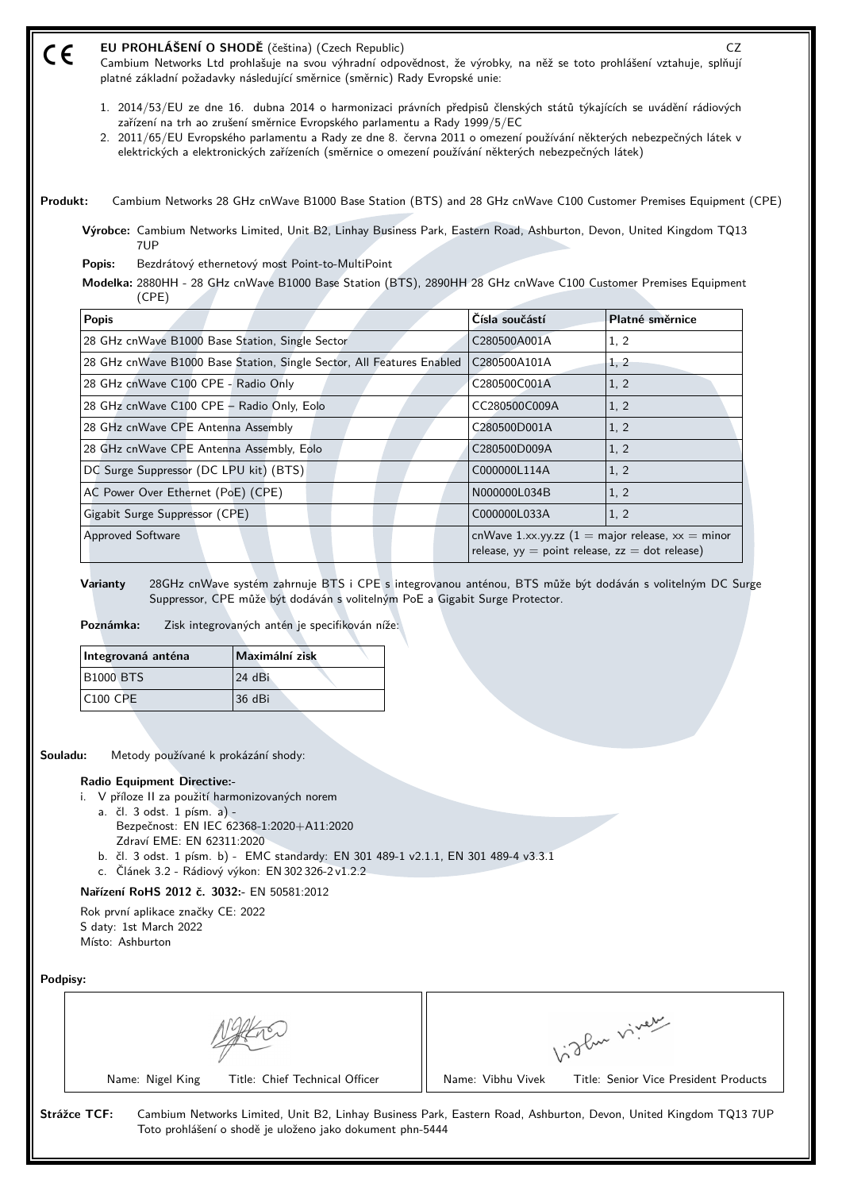CE **EU PROHLÁŠENÍ O SHODĚ** (čeština) (Czech Republic) CZ

Cambium Networks Ltd prohlašuje na svou výhradní odpovědnost, že výrobky, na něž se toto prohlášení vztahuje, splňují platné základní požadavky následující směrnice (směrnic) Rady Evropské unie:

1. 2014/53/EU ze dne 16. dubna 2014 o harmonizaci právních předpisů členských států týkajících se uvádění rádiových zařízení na trh ao zrušení směrnice Evropského parlamentu a Rady 1999/5/EC
2. 2011/65/EU Evropského parlamentu a Rady ze dne 8. června 2011 o omezení používání některých nebezpečných látek v elektrických a elektronických zařízeních (směrnice o omezení používání některých nebezpečných látek)

**Produkt:** Cambium Networks 28 GHz cnWave B1000 Base Station (BTS) and 28 GHz cnWave C100 Customer Premises Equipment (CPE)

**Výrobce:** Cambium Networks Limited, Unit B2, Linhay Business Park, Eastern Road, Ashburton, Devon, United Kingdom TQ13 7UP

**Popis:** Bezdrátový ethernetový most Point-to-MultiPoint

**Modelka:** 2880HH - 28 GHz cnWave B1000 Base Station (BTS), 2890HH 28 GHz cnWave C100 Customer Premises Equipment (CPE)

| Popis | Čísla součástí | Platné směrnice |
|---|---|---|
| 28 GHz cnWave B1000 Base Station, Single Sector | C280500A001A | 1, 2 |
| 28 GHz cnWave B1000 Base Station, Single Sector, All Features Enabled | C280500A101A | 1, 2 |
| 28 GHz cnWave C100 CPE - Radio Only | C280500C001A | 1, 2 |
| 28 GHz cnWave C100 CPE – Radio Only, Eolo | CC280500C009A | 1, 2 |
| 28 GHz cnWave CPE Antenna Assembly | C280500D001A | 1, 2 |
| 28 GHz cnWave CPE Antenna Assembly, Eolo | C280500D009A | 1, 2 |
| DC Surge Suppressor (DC LPU kit) (BTS) | C000000L114A | 1, 2 |
| AC Power Over Ethernet (PoE) (CPE) | N000000L034B | 1, 2 |
| Gigabit Surge Suppressor (CPE) | C000000L033A | 1, 2 |
| Approved Software | cnWave 1.xx.yy.zz (1 = major release, xx = minor release, yy = point release, zz = dot release) | |

**Varianty** 28GHz cnWave systém zahrnuje BTS i CPE s integrovanou anténou, BTS může být dodáván s volitelným DC Surge Suppressor, CPE může být dodáván s volitelným PoE a Gigabit Surge Protector.

**Poznámka:** Zisk integrovaných antén je specifikován níže:

| Integrovaná anténa | Maximální zisk |
|---|---|
| B1000 BTS | 24 dBi |
| C100 CPE | 36 dBi |

**Souladu:** Metody používané k prokázání shody:

**Radio Equipment Directive:-**

i. V příloze II za použití harmonizovaných norem
   a. čl. 3 odst. 1 písm. a) -
      Bezpečnost: EN IEC 62368-1:2020+A11:2020
      Zdraví EME: EN 62311:2020
   b. čl. 3 odst. 1 písm. b) - EMC standardy: EN 301 489-1 v2.1.1, EN 301 489-4 v3.3.1
   c. Článek 3.2 - Rádiový výkon: EN 302 326-2 v1.2.2

**Nařízení RoHS 2012 č. 3032:-** EN 50581:2012

Rok první aplikace značky CE: 2022
S daty: 1st March 2022
Místo: Ashburton

**Podpisy:**

| Name: Nigel King Title: Chief Technical Officer | Name: Vibhu Vivek Title: Senior Vice President Products |
|---|---|

**Strážce TCF:** Cambium Networks Limited, Unit B2, Linhay Business Park, Eastern Road, Ashburton, Devon, United Kingdom TQ13 7UP
Toto prohlášení o shodě je uloženo jako dokument phn-5444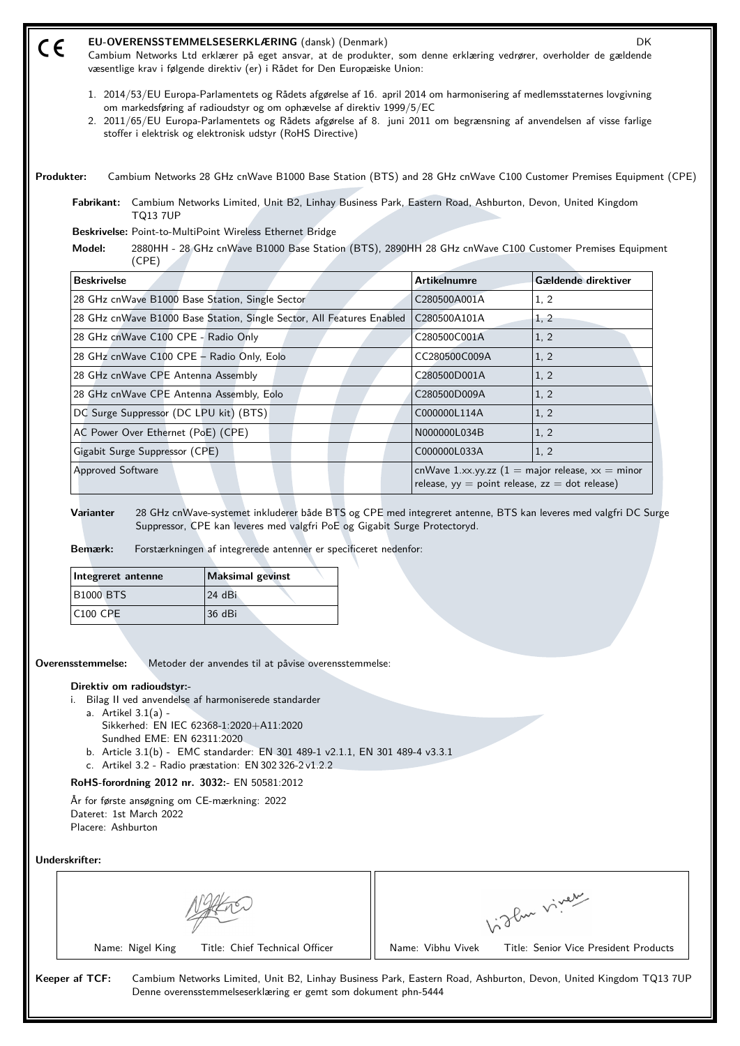CE

# EU-OVERENSSTEMMELSESERKLÆRING (dansk) (Denmark)

DK

Cambium Networks Ltd erklærer på eget ansvar, at de produkter, som denne erklæring vedrører, overholder de gældende væsentlige krav i følgende direktiv (er) i Rådet for Den Europæiske Union:

1. 2014/53/EU Europa-Parlamentets og Rådets afgørelse af 16. april 2014 om harmonisering af medlemsstaternes lovgivning om markedsføring af radioudstyr og om ophævelse af direktiv 1999/5/EC
2. 2011/65/EU Europa-Parlamentets og Rådets afgørelse af 8. juni 2011 om begrænsning af anvendelsen af visse farlige stoffer i elektrisk og elektronisk udstyr (RoHS Directive)

**Produkter:** Cambium Networks 28 GHz cnWave B1000 Base Station (BTS) and 28 GHz cnWave C100 Customer Premises Equipment (CPE)

**Fabrikant:** Cambium Networks Limited, Unit B2, Linhay Business Park, Eastern Road, Ashburton, Devon, United Kingdom TQ13 7UP

**Beskrivelse:** Point-to-MultiPoint Wireless Ethernet Bridge

**Model:** 2880HH - 28 GHz cnWave B1000 Base Station (BTS), 2890HH 28 GHz cnWave C100 Customer Premises Equipment (CPE)

| Beskrivelse | Artikelnumre | Gældende direktiver |
|---|---|---|
| 28 GHz cnWave B1000 Base Station, Single Sector | C280500A001A | 1, 2 |
| 28 GHz cnWave B1000 Base Station, Single Sector, All Features Enabled | C280500A101A | 1, 2 |
| 28 GHz cnWave C100 CPE - Radio Only | C280500C001A | 1, 2 |
| 28 GHz cnWave C100 CPE – Radio Only, Eolo | CC280500C009A | 1, 2 |
| 28 GHz cnWave CPE Antenna Assembly | C280500D001A | 1, 2 |
| 28 GHz cnWave CPE Antenna Assembly, Eolo | C280500D009A | 1, 2 |
| DC Surge Suppressor (DC LPU kit) (BTS) | C000000L114A | 1, 2 |
| AC Power Over Ethernet (PoE) (CPE) | N000000L034B | 1, 2 |
| Gigabit Surge Suppressor (CPE) | C000000L033A | 1, 2 |
| Approved Software | cnWave 1.xx.yy.zz (1 = major release, xx = minor release, yy = point release, zz = dot release) | |

**Varianter** 28 GHz cnWave-systemet inkluderer både BTS og CPE med integreret antenne, BTS kan leveres med valgfri DC Surge Suppressor, CPE kan leveres med valgfri PoE og Gigabit Surge Protectoryd.

**Bemærk:** Forstærkningen af integrerede antenner er specificeret nedenfor:

| Integreret antenne | Maksimal gevinst |
|---|---|
| B1000 BTS | 24 dBi |
| C100 CPE | 36 dBi |

**Overensstemmelse:** Metoder der anvendes til at påvise overensstemmelse:

**Direktiv om radioudstyr:-**

i. Bilag II ved anvendelse af harmoniserede standarder
   a. Artikel 3.1(a) -
      Sikkerhed: EN IEC 62368-1:2020+A11:2020
      Sundhed EME: EN 62311:2020
   b. Article 3.1(b) - EMC standarder: EN 301 489-1 v2.1.1, EN 301 489-4 v3.3.1
   c. Artikel 3.2 - Radio præstation: EN 302 326-2 v1.2.2

**RoHS-forordning 2012 nr. 3032:-** EN 50581:2012

År for første ansøgning om CE-mærkning: 2022
Dateret: 1st March 2022
Placere: Ashburton

**Underskrifter:**

| Name: Nigel King Title: Chief Technical Officer | Name: Vibhu Vivek Title: Senior Vice President Products |
|---|---|

**Keeper af TCF:** Cambium Networks Limited, Unit B2, Linhay Business Park, Eastern Road, Ashburton, Devon, United Kingdom TQ13 7UP
Denne overensstemmelseserklæring er gemt som dokument phn-5444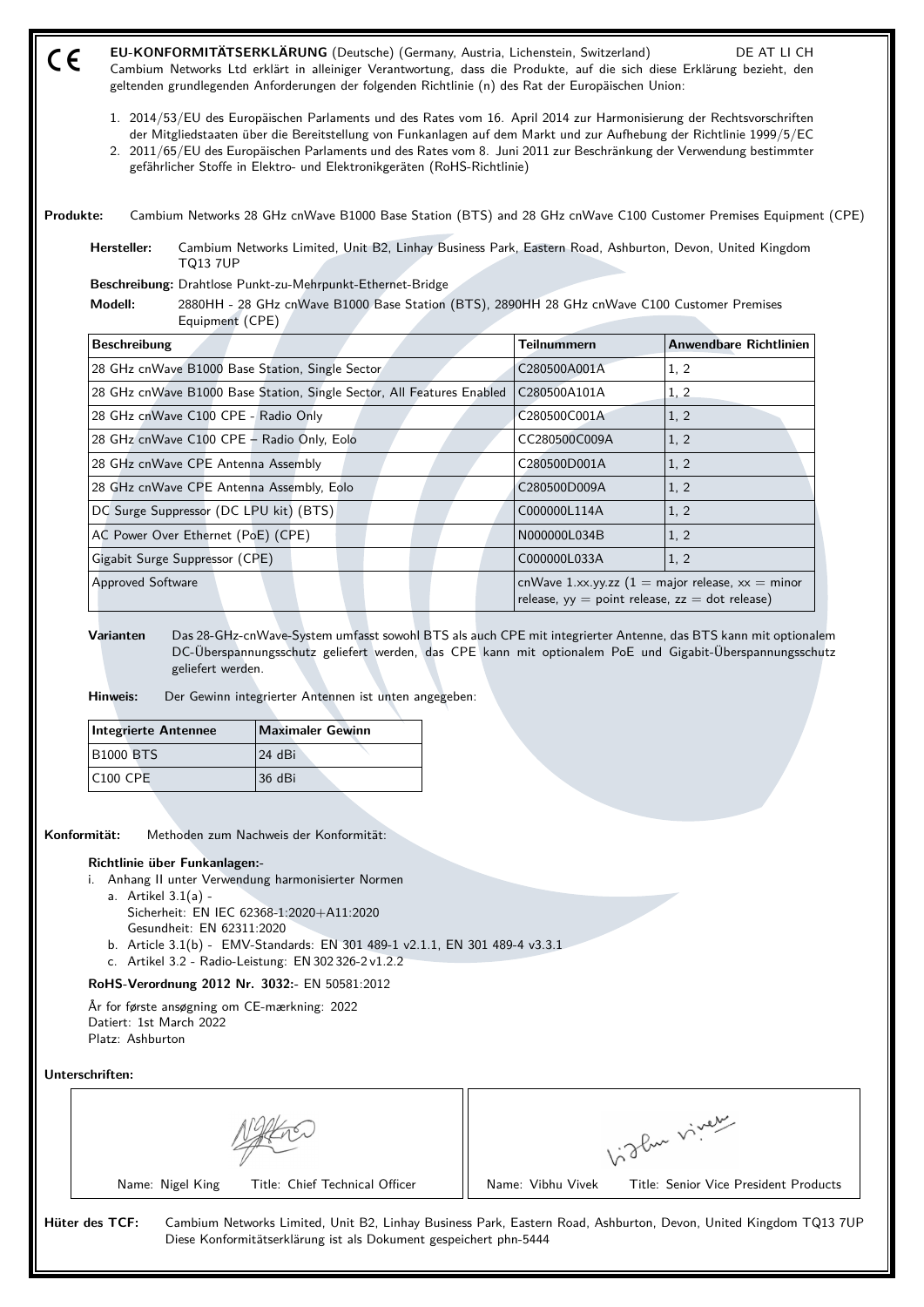CE

**EU-KONFORMITÄTSERKLÄRUNG** (Deutsche) (Germany, Austria, Lichenstein, Switzerland) DE AT LI CH

Cambium Networks Ltd erklärt in alleiniger Verantwortung, dass die Produkte, auf die sich diese Erklärung bezieht, den geltenden grundlegenden Anforderungen der folgenden Richtlinie (n) des Rat der Europäischen Union:

1. 2014/53/EU des Europäischen Parlaments und des Rates vom 16. April 2014 zur Harmonisierung der Rechtsvorschriften der Mitgliedstaaten über die Bereitstellung von Funkanlagen auf dem Markt und zur Aufhebung der Richtlinie 1999/5/EC
2. 2011/65/EU des Europäischen Parlaments und des Rates vom 8. Juni 2011 zur Beschränkung der Verwendung bestimmter gefährlicher Stoffe in Elektro- und Elektronikgeräten (RoHS-Richtlinie)

**Produkte:** Cambium Networks 28 GHz cnWave B1000 Base Station (BTS) and 28 GHz cnWave C100 Customer Premises Equipment (CPE)

**Hersteller:** Cambium Networks Limited, Unit B2, Linhay Business Park, Eastern Road, Ashburton, Devon, United Kingdom TQ13 7UP

**Beschreibung:** Drahtlose Punkt-zu-Mehrpunkt-Ethernet-Bridge

**Modell:** 2880HH - 28 GHz cnWave B1000 Base Station (BTS), 2890HH 28 GHz cnWave C100 Customer Premises Equipment (CPE)

| Beschreibung | Teilnummern | Anwendbare Richtlinien |
|---|---|---|
| 28 GHz cnWave B1000 Base Station, Single Sector | C280500A001A | 1, 2 |
| 28 GHz cnWave B1000 Base Station, Single Sector, All Features Enabled | C280500A101A | 1, 2 |
| 28 GHz cnWave C100 CPE - Radio Only | C280500C001A | 1, 2 |
| 28 GHz cnWave C100 CPE – Radio Only, Eolo | CC280500C009A | 1, 2 |
| 28 GHz cnWave CPE Antenna Assembly | C280500D001A | 1, 2 |
| 28 GHz cnWave CPE Antenna Assembly, Eolo | C280500D009A | 1, 2 |
| DC Surge Suppressor (DC LPU kit) (BTS) | C000000L114A | 1, 2 |
| AC Power Over Ethernet (PoE) (CPE) | N000000L034B | 1, 2 |
| Gigabit Surge Suppressor (CPE) | C000000L033A | 1, 2 |
| Approved Software | cnWave 1.xx.yy.zz (1 = major release, xx = minor release, yy = point release, zz = dot release) | |

**Varianten** Das 28-GHz-cnWave-System umfasst sowohl BTS als auch CPE mit integrierter Antenne, das BTS kann mit optionalem DC-Überspannungsschutz geliefert werden, das CPE kann mit optionalem PoE und Gigabit-Überspannungsschutz geliefert werden.

**Hinweis:** Der Gewinn integrierter Antennen ist unten angegeben:

| Integrierte Antennee | Maximaler Gewinn |
|---|---|
| B1000 BTS | 24 dBi |
| C100 CPE | 36 dBi |

**Konformität:** Methoden zum Nachweis der Konformität:

**Richtlinie über Funkanlagen:-**

i. Anhang II unter Verwendung harmonisierter Normen
   a. Artikel 3.1(a) -
      Sicherheit: EN IEC 62368-1:2020+A11:2020
      Gesundheit: EN 62311:2020
   b. Article 3.1(b) - EMV-Standards: EN 301 489-1 v2.1.1, EN 301 489-4 v3.3.1
   c. Artikel 3.2 - Radio-Leistung: EN 302 326-2 v1.2.2

**RoHS-Verordnung 2012 Nr. 3032:-** EN 50581:2012

År for første ansøgning om CE-mærkning: 2022
Datiert: 1st March 2022
Platz: Ashburton

**Unterschriften:**

| Name: Nigel King Title: Chief Technical Officer | Name: Vibhu Vivek Title: Senior Vice President Products |
|---|---|

**Hüter des TCF:** Cambium Networks Limited, Unit B2, Linhay Business Park, Eastern Road, Ashburton, Devon, United Kingdom TQ13 7UP
Diese Konformitätserklärung ist als Dokument gespeichert phn-5444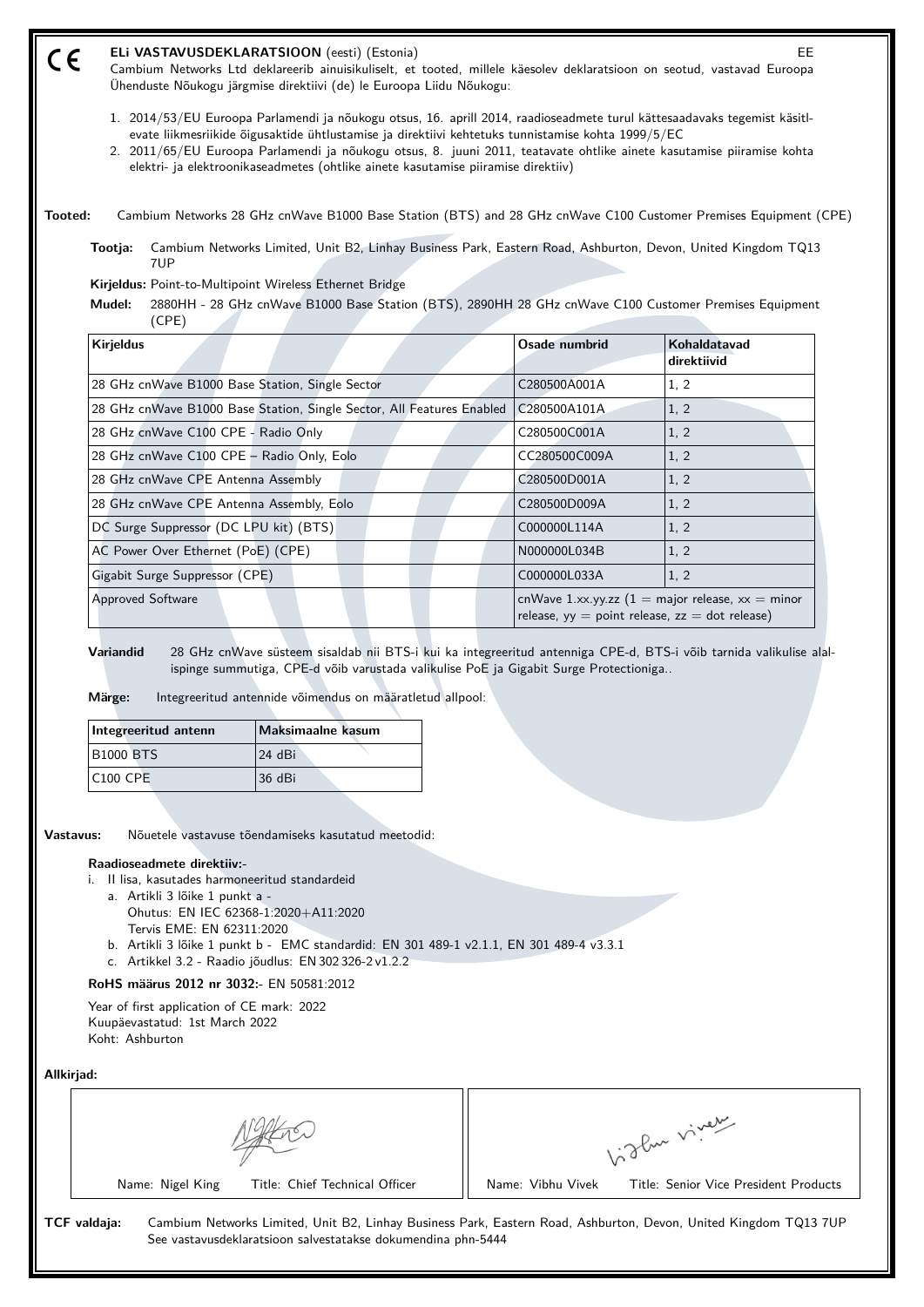CE

**ELi VASTAVUSDEKLARATSIOON** (eesti) (Estonia) EE

Cambium Networks Ltd deklareerib ainuisikuliselt, et tooted, millele käesolev deklaratsioon on seotud, vastavad Euroopa Ühenduste Nõukogu järgmise direktiivi (de) le Euroopa Liidu Nõukogu:

1. 2014/53/EU Euroopa Parlamendi ja nõukogu otsus, 16. aprill 2014, raadioseadmete turul kättesaadavaks tegemist käsitlevate liikmesriikide õigusaktide ühtlustamise ja direktiivi kehtetuks tunnistamise kohta 1999/5/EC
2. 2011/65/EU Euroopa Parlamendi ja nõukogu otsus, 8. juuni 2011, teatavate ohtlike ainete kasutamise piiramise kohta elektri- ja elektroonikaseadmetes (ohtlike ainete kasutamise piiramise direktiiv)

**Tooted:** Cambium Networks 28 GHz cnWave B1000 Base Station (BTS) and 28 GHz cnWave C100 Customer Premises Equipment (CPE)

**Tootja:** Cambium Networks Limited, Unit B2, Linhay Business Park, Eastern Road, Ashburton, Devon, United Kingdom TQ13 7UP

**Kirjeldus:** Point-to-Multipoint Wireless Ethernet Bridge

**Mudel:** 2880HH - 28 GHz cnWave B1000 Base Station (BTS), 2890HH 28 GHz cnWave C100 Customer Premises Equipment (CPE)

| Kirjeldus | Osade numbrid | Kohaldatavad direktiivid |
|---|---|---|
| 28 GHz cnWave B1000 Base Station, Single Sector | C280500A001A | 1, 2 |
| 28 GHz cnWave B1000 Base Station, Single Sector, All Features Enabled | C280500A101A | 1, 2 |
| 28 GHz cnWave C100 CPE - Radio Only | C280500C001A | 1, 2 |
| 28 GHz cnWave C100 CPE – Radio Only, Eolo | CC280500C009A | 1, 2 |
| 28 GHz cnWave CPE Antenna Assembly | C280500D001A | 1, 2 |
| 28 GHz cnWave CPE Antenna Assembly, Eolo | C280500D009A | 1, 2 |
| DC Surge Suppressor (DC LPU kit) (BTS) | C000000L114A | 1, 2 |
| AC Power Over Ethernet (PoE) (CPE) | N000000L034B | 1, 2 |
| Gigabit Surge Suppressor (CPE) | C000000L033A | 1, 2 |
| Approved Software | cnWave 1.xx.yy.zz (1 = major release, xx = minor release, yy = point release, zz = dot release) | |

**Variandid** 28 GHz cnWave süsteem sisaldab nii BTS-i kui ka integreeritud antenniga CPE-d, BTS-i võib tarnida valikulise alalispinge summutiga, CPE-d võib varustada valikulise PoE ja Gigabit Surge Protectioniga..

**Märge:** Integreeritud antennide võimendus on määratletud allpool:

| Integreeritud antenn | Maksimaalne kasum |
|---|---|
| B1000 BTS | 24 dBi |
| C100 CPE | 36 dBi |

**Vastavus:** Nõuetele vastavuse tõendamiseks kasutatud meetodid:

**Raadioseadmete direktiiv:-**

i. II lisa, kasutades harmoneeritud standardeid
   a. Artikli 3 lõike 1 punkt a -
      Ohutus: EN IEC 62368-1:2020+A11:2020
      Tervis EME: EN 62311:2020
   b. Artikli 3 lõike 1 punkt b - EMC standardid: EN 301 489-1 v2.1.1, EN 301 489-4 v3.3.1
   c. Artikkel 3.2 - Raadio jõudlus: EN 302 326-2 v1.2.2

**RoHS määrus 2012 nr 3032:-** EN 50581:2012

Year of first application of CE mark: 2022
Kuupäevastatud: 1st March 2022
Koht: Ashburton

**Allkirjad:**

| Name: Nigel King — Title: Chief Technical Officer | Name: Vibhu Vivek — Title: Senior Vice President Products |
|---|---|

**TCF valdaja:** Cambium Networks Limited, Unit B2, Linhay Business Park, Eastern Road, Ashburton, Devon, United Kingdom TQ13 7UP
See vastavusdeklaratsioon salvestatakse dokumendina phn-5444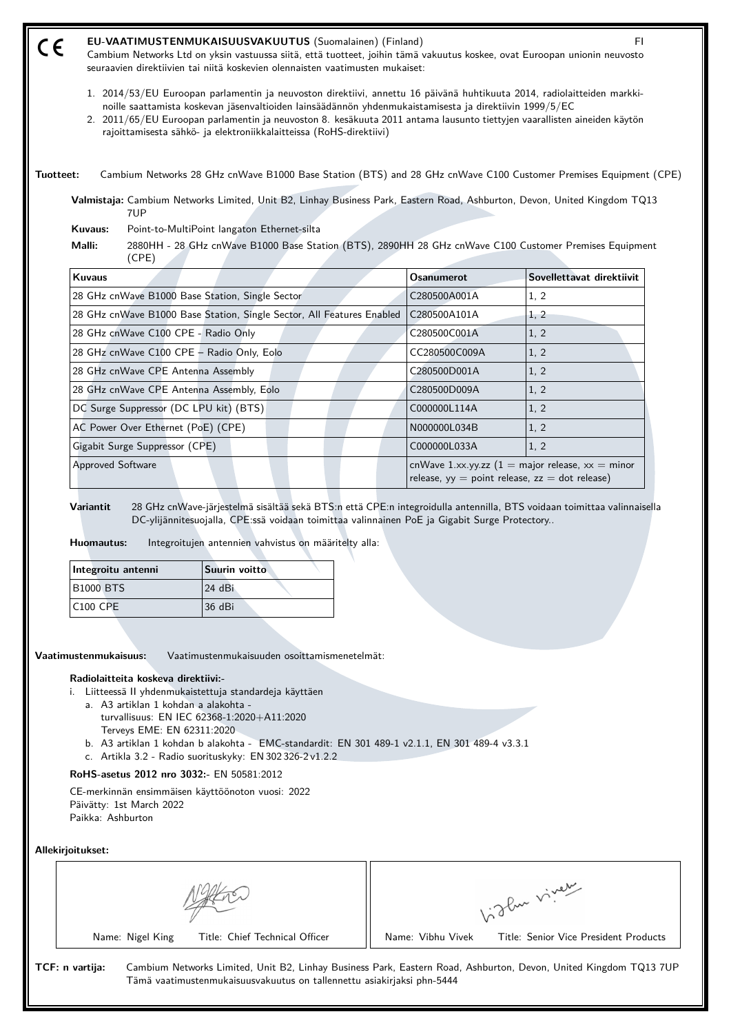CE

**EU-VAATIMUSTENMUKAISUUSVAKUUTUS** (Suomalainen) (Finland) FI

Cambium Networks Ltd on yksin vastuussa siitä, että tuotteet, joihin tämä vakuutus koskee, ovat Euroopan unionin neuvosto seuraavien direktiivien tai niitä koskevien olennaisten vaatimusten mukaiset:

1. 2014/53/EU Euroopan parlamentin ja neuvoston direktiivi, annettu 16 päivänä huhtikuuta 2014, radiolaitteiden markkinoille saattamista koskevan jäsenvaltioiden lainsäädännön yhdenmukaistamisesta ja direktiivin 1999/5/EC
2. 2011/65/EU Euroopan parlamentin ja neuvoston 8. kesäkuuta 2011 antama lausunto tiettyjen vaarallisten aineiden käytön rajoittamisesta sähkö- ja elektroniikkalaitteissa (RoHS-direktiivi)

**Tuotteet:** Cambium Networks 28 GHz cnWave B1000 Base Station (BTS) and 28 GHz cnWave C100 Customer Premises Equipment (CPE)

**Valmistaja:** Cambium Networks Limited, Unit B2, Linhay Business Park, Eastern Road, Ashburton, Devon, United Kingdom TQ13 7UP

**Kuvaus:** Point-to-MultiPoint langaton Ethernet-silta

**Malli:** 2880HH - 28 GHz cnWave B1000 Base Station (BTS), 2890HH 28 GHz cnWave C100 Customer Premises Equipment (CPE)

| Kuvaus | Osanumerot | Sovellettavat direktiivit |
|---|---|---|
| 28 GHz cnWave B1000 Base Station, Single Sector | C280500A001A | 1, 2 |
| 28 GHz cnWave B1000 Base Station, Single Sector, All Features Enabled | C280500A101A | 1, 2 |
| 28 GHz cnWave C100 CPE - Radio Only | C280500C001A | 1, 2 |
| 28 GHz cnWave C100 CPE – Radio Only, Eolo | CC280500C009A | 1, 2 |
| 28 GHz cnWave CPE Antenna Assembly | C280500D001A | 1, 2 |
| 28 GHz cnWave CPE Antenna Assembly, Eolo | C280500D009A | 1, 2 |
| DC Surge Suppressor (DC LPU kit) (BTS) | C000000L114A | 1, 2 |
| AC Power Over Ethernet (PoE) (CPE) | N000000L034B | 1, 2 |
| Gigabit Surge Suppressor (CPE) | C000000L033A | 1, 2 |
| Approved Software | cnWave 1.xx.yy.zz (1 = major release, xx = minor release, yy = point release, zz = dot release) | |

**Variantit** 28 GHz cnWave-järjestelmä sisältää sekä BTS:n että CPE:n integroidulla antennilla, BTS voidaan toimittaa valinnaisella DC-ylijännitesuojalla, CPE:ssä voidaan toimittaa valinnainen PoE ja Gigabit Surge Protectory..

**Huomautus:** Integroitujen antennien vahvistus on määritelty alla:

| Integroitu antenni | Suurin voitto |
|---|---|
| B1000 BTS | 24 dBi |
| C100 CPE | 36 dBi |

**Vaatimustenmukaisuus:** Vaatimustenmukaisuuden osoittamismenetelmät:

**Radiolaitteita koskeva direktiivi:-**

i. Liitteessä II yhdenmukaistettuja standardeja käyttäen
   a. A3 artiklan 1 kohdan a alakohta -
      turvallisuus: EN IEC 62368-1:2020+A11:2020
      Terveys EME: EN 62311:2020
   b. A3 artiklan 1 kohdan b alakohta - EMC-standardit: EN 301 489-1 v2.1.1, EN 301 489-4 v3.3.1
   c. Artikla 3.2 - Radio suorituskyky: EN 302 326-2 v1.2.2

**RoHS-asetus 2012 nro 3032:-** EN 50581:2012

CE-merkinnän ensimmäisen käyttöönoton vuosi: 2022
Päivätty: 1st March 2022
Paikka: Ashburton

**Allekirjoitukset:**

| Name: Nigel King Title: Chief Technical Officer | Name: Vibhu Vivek Title: Senior Vice President Products |
|---|---|

**TCF: n vartija:** Cambium Networks Limited, Unit B2, Linhay Business Park, Eastern Road, Ashburton, Devon, United Kingdom TQ13 7UP
Tämä vaatimustenmukaisuusvakuutus on tallennettu asiakirjaksi phn-5444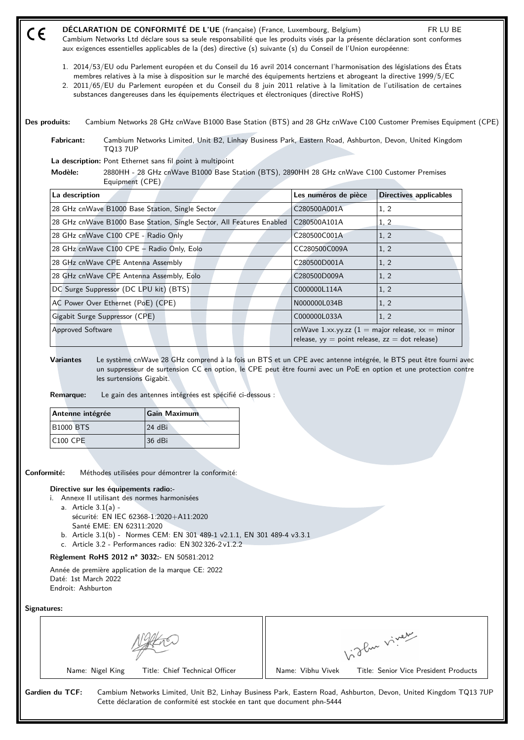CE

# DÉCLARATION DE CONFORMITÉ DE L'UE (française) (France, Luxembourg, Belgium) FR LU BE

Cambium Networks Ltd déclare sous sa seule responsabilité que les produits visés par la présente déclaration sont conformes aux exigences essentielles applicables de la (des) directive (s) suivante (s) du Conseil de l'Union européenne:

1. 2014/53/EU odu Parlement européen et du Conseil du 16 avril 2014 concernant l'harmonisation des législations des États membres relatives à la mise à disposition sur le marché des équipements hertziens et abrogeant la directive 1999/5/EC
2. 2011/65/EU du Parlement européen et du Conseil du 8 juin 2011 relative à la limitation de l'utilisation de certaines substances dangereuses dans les équipements électriques et électroniques (directive RoHS)

**Des produits:** Cambium Networks 28 GHz cnWave B1000 Base Station (BTS) and 28 GHz cnWave C100 Customer Premises Equipment (CPE)

**Fabricant:** Cambium Networks Limited, Unit B2, Linhay Business Park, Eastern Road, Ashburton, Devon, United Kingdom TQ13 7UP

**La description:** Pont Ethernet sans fil point à multipoint

**Modèle:** 2880HH - 28 GHz cnWave B1000 Base Station (BTS), 2890HH 28 GHz cnWave C100 Customer Premises Equipment (CPE)

| La description | Les numéros de pièce | Directives applicables |
|---|---|---|
| 28 GHz cnWave B1000 Base Station, Single Sector | C280500A001A | 1, 2 |
| 28 GHz cnWave B1000 Base Station, Single Sector, All Features Enabled | C280500A101A | 1, 2 |
| 28 GHz cnWave C100 CPE - Radio Only | C280500C001A | 1, 2 |
| 28 GHz cnWave C100 CPE – Radio Only, Eolo | CC280500C009A | 1, 2 |
| 28 GHz cnWave CPE Antenna Assembly | C280500D001A | 1, 2 |
| 28 GHz cnWave CPE Antenna Assembly, Eolo | C280500D009A | 1, 2 |
| DC Surge Suppressor (DC LPU kit) (BTS) | C000000L114A | 1, 2 |
| AC Power Over Ethernet (PoE) (CPE) | N000000L034B | 1, 2 |
| Gigabit Surge Suppressor (CPE) | C000000L033A | 1, 2 |
| Approved Software | cnWave 1.xx.yy.zz (1 = major release, xx = minor release, yy = point release, zz = dot release) | |

**Variantes** Le système cnWave 28 GHz comprend à la fois un BTS et un CPE avec antenne intégrée, le BTS peut être fourni avec un suppresseur de surtension CC en option, le CPE peut être fourni avec un PoE en option et une protection contre les surtensions Gigabit.

**Remarque:** Le gain des antennes intégrées est spécifié ci-dessous :

| Antenne intégrée | Gain Maximum |
|---|---|
| B1000 BTS | 24 dBi |
| C100 CPE | 36 dBi |

**Conformité:** Méthodes utilisées pour démontrer la conformité:

**Directive sur les équipements radio:-**

i. Annexe II utilisant des normes harmonisées
   a. Article 3.1(a) -
      sécurité: EN IEC 62368-1:2020+A11:2020
      Santé EME: EN 62311:2020
   b. Article 3.1(b) - Normes CEM: EN 301 489-1 v2.1.1, EN 301 489-4 v3.3.1
   c. Article 3.2 - Performances radio: EN 302 326-2 v1.2.2

**Règlement RoHS 2012 n° 3032:-** EN 50581:2012

Année de première application de la marque CE: 2022
Daté: 1st March 2022
Endroit: Ashburton

**Signatures:**

| Name: Nigel King Title: Chief Technical Officer | Name: Vibhu Vivek Title: Senior Vice President Products |
|---|---|

**Gardien du TCF:** Cambium Networks Limited, Unit B2, Linhay Business Park, Eastern Road, Ashburton, Devon, United Kingdom TQ13 7UP
Cette déclaration de conformité est stockée en tant que document phn-5444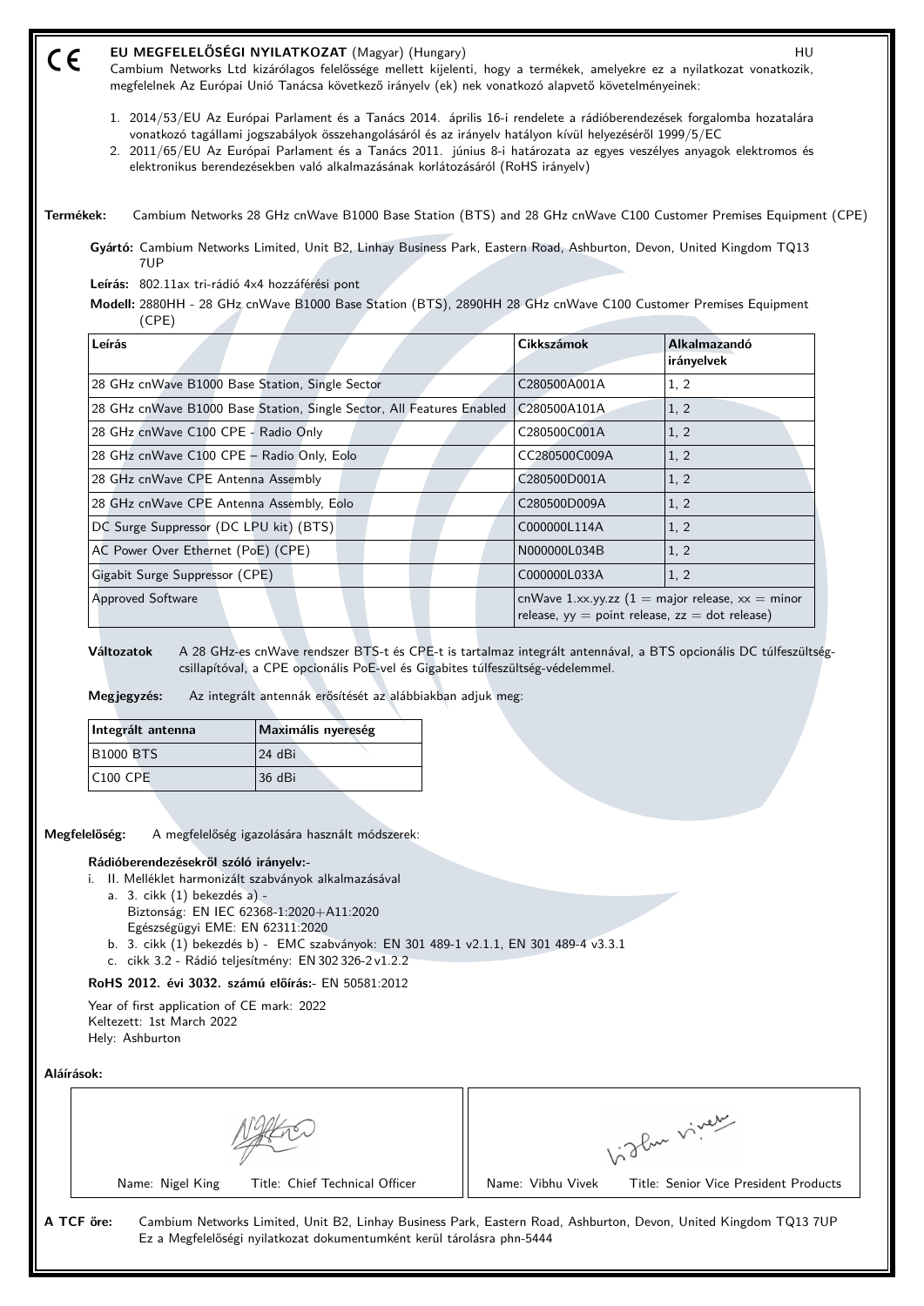CE

**EU MEGFELELŐSÉGI NYILATKOZAT** (Magyar) (Hungary) HU

Cambium Networks Ltd kizárólagos felelőssége mellett kijelenti, hogy a termékek, amelyekre ez a nyilatkozat vonatkozik, megfelelnek Az Európai Unió Tanácsa következő irányelv (ek) nek vonatkozó alapvető követelményeinek:

1. 2014/53/EU Az Európai Parlament és a Tanács 2014. április 16-i rendelete a rádióberendezések forgalomba hozatalára vonatkozó tagállami jogszabályok összehangolásáról és az irányelv hatályon kívül helyezéséről 1999/5/EC
2. 2011/65/EU Az Európai Parlament és a Tanács 2011. június 8-i határozata az egyes veszélyes anyagok elektromos és elektronikus berendezésekben való alkalmazásának korlátozásáról (RoHS irányelv)

**Termékek:** Cambium Networks 28 GHz cnWave B1000 Base Station (BTS) and 28 GHz cnWave C100 Customer Premises Equipment (CPE)

**Gyártó:** Cambium Networks Limited, Unit B2, Linhay Business Park, Eastern Road, Ashburton, Devon, United Kingdom TQ13 7UP

**Leírás:** 802.11ax tri-rádió 4x4 hozzáférési pont

**Modell:** 2880HH - 28 GHz cnWave B1000 Base Station (BTS), 2890HH 28 GHz cnWave C100 Customer Premises Equipment (CPE)

| Leírás | Cikkszámok | Alkalmazandó irányelvek |
|---|---|---|
| 28 GHz cnWave B1000 Base Station, Single Sector | C280500A001A | 1, 2 |
| 28 GHz cnWave B1000 Base Station, Single Sector, All Features Enabled | C280500A101A | 1, 2 |
| 28 GHz cnWave C100 CPE - Radio Only | C280500C001A | 1, 2 |
| 28 GHz cnWave C100 CPE – Radio Only, Eolo | CC280500C009A | 1, 2 |
| 28 GHz cnWave CPE Antenna Assembly | C280500D001A | 1, 2 |
| 28 GHz cnWave CPE Antenna Assembly, Eolo | C280500D009A | 1, 2 |
| DC Surge Suppressor (DC LPU kit) (BTS) | C000000L114A | 1, 2 |
| AC Power Over Ethernet (PoE) (CPE) | N000000L034B | 1, 2 |
| Gigabit Surge Suppressor (CPE) | C000000L033A | 1, 2 |
| Approved Software | cnWave 1.xx.yy.zz (1 = major release, xx = minor release, yy = point release, zz = dot release) | |

**Változatok** A 28 GHz-es cnWave rendszer BTS-t és CPE-t is tartalmaz integrált antennával, a BTS opcionális DC túlfeszültség-csillapítóval, a CPE opcionális PoE-vel és Gigabites túlfeszültség-védelemmel.

**Megjegyzés:** Az integrált antennák erősítését az alábbiakban adjuk meg:

| Integrált antenna | Maximális nyereség |
|---|---|
| B1000 BTS | 24 dBi |
| C100 CPE | 36 dBi |

**Megfelelőség:** A megfelelőség igazolására használt módszerek:

**Rádióberendezésekről szóló irányelv:-**

i. II. Melléklet harmonizált szabványok alkalmazásával
 a. 3. cikk (1) bekezdés a) -
 Biztonság: EN IEC 62368-1:2020+A11:2020
 Egészségügyi EME: EN 62311:2020
 b. 3. cikk (1) bekezdés b) - EMC szabványok: EN 301 489-1 v2.1.1, EN 301 489-4 v3.3.1
 c. cikk 3.2 - Rádió teljesítmény: EN 302 326-2 v1.2.2

**RoHS 2012. évi 3032. számú előírás:-** EN 50581:2012

Year of first application of CE mark: 2022
Keltezett: 1st March 2022
Hely: Ashburton

**Aláírások:**

| Name: Nigel King Title: Chief Technical Officer | Name: Vibhu Vivek Title: Senior Vice President Products |
|---|---|

**A TCF őre:** Cambium Networks Limited, Unit B2, Linhay Business Park, Eastern Road, Ashburton, Devon, United Kingdom TQ13 7UP
Ez a Megfelelőségi nyilatkozat dokumentumként kerül tárolásra phn-5444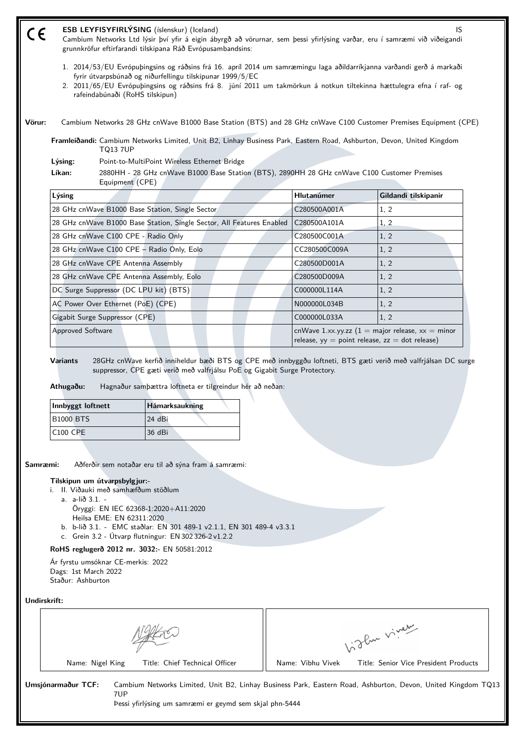CE **ESB LEYFISYFIRLÝSING** (íslenskur) (Iceland) IS

Cambium Networks Ltd lýsir því yfir á eigin ábyrgð að vörurnar, sem þessi yfirlýsing varðar, eru í samræmi við viðeigandi grunnkröfur eftirfarandi tilskipana Ráð Evrópusambandsins:

1. 2014/53/EU Evrópuþingsins og ráðsins frá 16. apríl 2014 um samræmingu laga aðildarríkjanna varðandi gerð á markaði fyrir útvarpsbúnað og niðurfellingu tilskipunar 1999/5/EC
2. 2011/65/EU Evrópuþingsins og ráðsins frá 8. júní 2011 um takmörkun á notkun tiltekinna hættulegra efna í raf- og rafeindabúnaði (RoHS tilskipun)

**Vörur:** Cambium Networks 28 GHz cnWave B1000 Base Station (BTS) and 28 GHz cnWave C100 Customer Premises Equipment (CPE)

**Framleiðandi:** Cambium Networks Limited, Unit B2, Linhay Business Park, Eastern Road, Ashburton, Devon, United Kingdom TQ13 7UP

**Lýsing:** Point-to-MultiPoint Wireless Ethernet Bridge

**Líkan:** 2880HH - 28 GHz cnWave B1000 Base Station (BTS), 2890HH 28 GHz cnWave C100 Customer Premises Equipment (CPE)

| Lýsing | Hlutanúmer | Gildandi tilskipanir |
|---|---|---|
| 28 GHz cnWave B1000 Base Station, Single Sector | C280500A001A | 1, 2 |
| 28 GHz cnWave B1000 Base Station, Single Sector, All Features Enabled | C280500A101A | 1, 2 |
| 28 GHz cnWave C100 CPE - Radio Only | C280500C001A | 1, 2 |
| 28 GHz cnWave C100 CPE – Radio Only, Eolo | CC280500C009A | 1, 2 |
| 28 GHz cnWave CPE Antenna Assembly | C280500D001A | 1, 2 |
| 28 GHz cnWave CPE Antenna Assembly, Eolo | C280500D009A | 1, 2 |
| DC Surge Suppressor (DC LPU kit) (BTS) | C000000L114A | 1, 2 |
| AC Power Over Ethernet (PoE) (CPE) | N000000L034B | 1, 2 |
| Gigabit Surge Suppressor (CPE) | C000000L033A | 1, 2 |
| Approved Software | cnWave 1.xx.yy.zz (1 = major release, xx = minor release, yy = point release, zz = dot release) | |

**Variants** 28GHz cnWave kerfið inniheldur bæði BTS og CPE með innbyggðu loftneti, BTS gæti verið með valfrjálsan DC surge suppressor, CPE gæti verið með valfrjálsu PoE og Gigabit Surge Protectory.

**Athugaðu:** Hagnaður sambættra loftneta er tilgreindur hér að neðan:

| Innbyggt loftnett | Hámarksaukning |
|---|---|
| B1000 BTS | 24 dBi |
| C100 CPE | 36 dBi |

**Samræmi:** Aðferðir sem notaðar eru til að sýna fram á samræmi:

**Tilskipun um útvarpsbylgjur:-**

i. II. Viðauki með samhæfðum stöðlum
   a. a-lið 3.1. -
      Öryggi: EN IEC 62368-1:2020+A11:2020
      Heilsa EME: EN 62311:2020
   b. b-lið 3.1. - EMC staðlar: EN 301 489-1 v2.1.1, EN 301 489-4 v3.3.1
   c. Grein 3.2 - Útvarp flutningur: EN 302 326-2 v1.2.2

**RoHS reglugerð 2012 nr. 3032:-** EN 50581:2012

Ár fyrstu umsóknar CE-merkis: 2022
Dags: 1st March 2022
Staður: Ashburton

**Undirskrift:**

| Name: Nigel King Title: Chief Technical Officer | Name: Vibhu Vivek Title: Senior Vice President Products |
|---|---|

**Umsjónarmaður TCF:** Cambium Networks Limited, Unit B2, Linhay Business Park, Eastern Road, Ashburton, Devon, United Kingdom TQ13 7UP

Þessi yfirlýsing um samræmi er geymd sem skjal phn-5444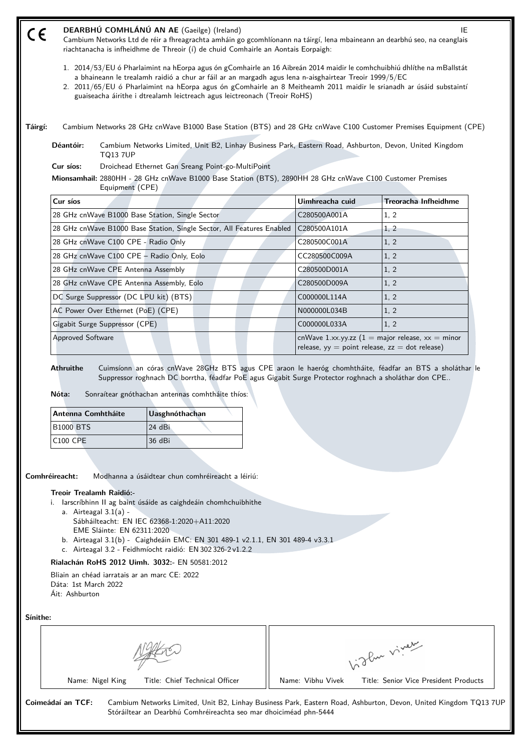CE

# DEARBHÚ COMHLÁNÚ AN AE (Gaeilge) (Ireland)

IE

Cambium Networks Ltd de réir a fhreagrachta amháin go gcomhlíonann na táirgí, lena mbaineann an dearbhú seo, na ceanglais riachtanacha is infheidhme de Threoir (í) de chuid Chomhairle an Aontais Eorpaigh:

1. 2014/53/EU ó Pharlaimint na hEorpa agus ón gComhairle an 16 Aibreán 2014 maidir le comhchuibhiú dhlíthe na mBallstát a bhaineann le trealamh raidió a chur ar fáil ar an margadh agus lena n-aisghairtear Treoir 1999/5/EC
2. 2011/65/EU ó Pharlaimint na hEorpa agus ón gComhairle an 8 Meitheamh 2011 maidir le srianadh ar úsáid substaintí guaiseacha áirithe i dtrealamh leictreach agus leictreonach (Treoir RoHS)

**Táirgí:** Cambium Networks 28 GHz cnWave B1000 Base Station (BTS) and 28 GHz cnWave C100 Customer Premises Equipment (CPE)

**Déantóir:** Cambium Networks Limited, Unit B2, Linhay Business Park, Eastern Road, Ashburton, Devon, United Kingdom TQ13 7UP

**Cur síos:** Droichead Ethernet Gan Sreang Point-go-MultiPoint

**Mionsamhail:** 2880HH - 28 GHz cnWave B1000 Base Station (BTS), 2890HH 28 GHz cnWave C100 Customer Premises Equipment (CPE)

| Cur síos | Uimhreacha cuid | Treoracha Infheidhme |
|---|---|---|
| 28 GHz cnWave B1000 Base Station, Single Sector | C280500A001A | 1, 2 |
| 28 GHz cnWave B1000 Base Station, Single Sector, All Features Enabled | C280500A101A | 1, 2 |
| 28 GHz cnWave C100 CPE - Radio Only | C280500C001A | 1, 2 |
| 28 GHz cnWave C100 CPE – Radio Only, Eolo | CC280500C009A | 1, 2 |
| 28 GHz cnWave CPE Antenna Assembly | C280500D001A | 1, 2 |
| 28 GHz cnWave CPE Antenna Assembly, Eolo | C280500D009A | 1, 2 |
| DC Surge Suppressor (DC LPU kit) (BTS) | C000000L114A | 1, 2 |
| AC Power Over Ethernet (PoE) (CPE) | N000000L034B | 1, 2 |
| Gigabit Surge Suppressor (CPE) | C000000L033A | 1, 2 |
| Approved Software | cnWave 1.xx.yy.zz (1 = major release, xx = minor release, yy = point release, zz = dot release) | |

**Athruithe** Cuimsíonn an córas cnWave 28GHz BTS agus CPE araon le haeróg chomhtháite, féadfar an BTS a sholáthar le Suppressor roghnach DC borrtha, féadfar PoE agus Gigabit Surge Protector roghnach a sholáthar don CPE..

**Nóta:** Sonraítear gnóthachan antennas comhtháite thíos:

| Antenna Comhtháite | Uasghnóthachan |
|---|---|
| B1000 BTS | 24 dBi |
| C100 CPE | 36 dBi |

**Comhréireacht:** Modhanna a úsáidtear chun comhréireacht a léiriú:

**Treoir Trealamh Raidió:-**

i. Iarscríbhinn II ag baint úsáide as caighdeáin chomhchuibhithe
   a. Airteagal 3.1(a) -
      Sábháilteacht: EN IEC 62368-1:2020+A11:2020
      EME Sláinte: EN 62311:2020
   b. Airteagal 3.1(b) - Caighdeáin EMC: EN 301 489-1 v2.1.1, EN 301 489-4 v3.3.1
   c. Airteagal 3.2 - Feidhmíocht raidió: EN 302 326-2 v1.2.2

**Rialachán RoHS 2012 Uimh. 3032:-** EN 50581:2012

Bliain an chéad iarratais ar an marc CE: 2022
Dáta: 1st March 2022
Áit: Ashburton

**Sínithe:**

| Name: Nigel King — Title: Chief Technical Officer | Name: Vibhu Vivek — Title: Senior Vice President Products |
|---|---|

**Coimeádaí an TCF:** Cambium Networks Limited, Unit B2, Linhay Business Park, Eastern Road, Ashburton, Devon, United Kingdom TQ13 7UP
Stóráiltear an Dearbhú Comhréireachta seo mar dhoiciméad phn-5444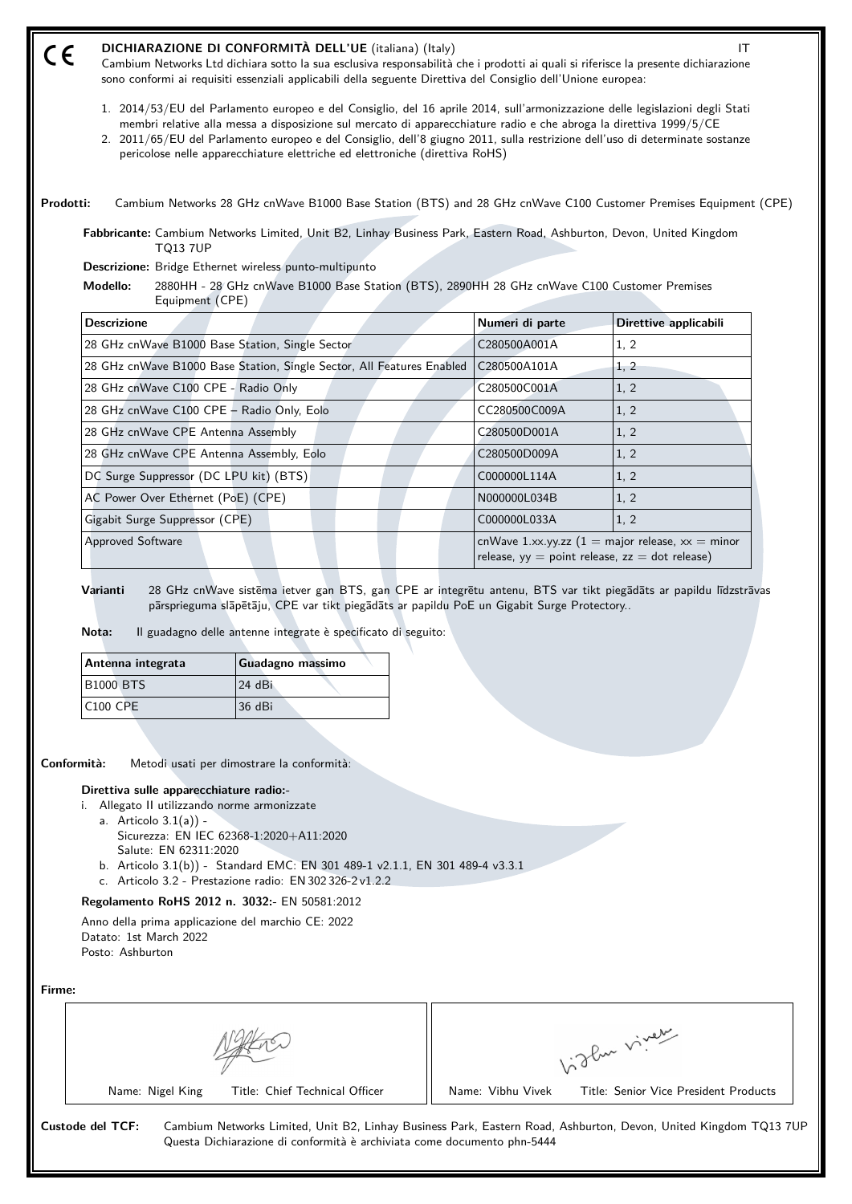# DICHIARAZIONE DI CONFORMITÀ DELL'UE (italiana) (Italy) IT

Cambium Networks Ltd dichiara sotto la sua esclusiva responsabilità che i prodotti ai quali si riferisce la presente dichiarazione sono conformi ai requisiti essenziali applicabili della seguente Direttiva del Consiglio dell'Unione europea:

1. 2014/53/EU del Parlamento europeo e del Consiglio, del 16 aprile 2014, sull'armonizzazione delle legislazioni degli Stati membri relative alla messa a disposizione sul mercato di apparecchiature radio e che abroga la direttiva 1999/5/CE
2. 2011/65/EU del Parlamento europeo e del Consiglio, dell'8 giugno 2011, sulla restrizione dell'uso di determinate sostanze pericolose nelle apparecchiature elettriche ed elettroniche (direttiva RoHS)

**Prodotti:** Cambium Networks 28 GHz cnWave B1000 Base Station (BTS) and 28 GHz cnWave C100 Customer Premises Equipment (CPE)

**Fabbricante:** Cambium Networks Limited, Unit B2, Linhay Business Park, Eastern Road, Ashburton, Devon, United Kingdom TQ13 7UP

**Descrizione:** Bridge Ethernet wireless punto-multipunto

**Modello:** 2880HH - 28 GHz cnWave B1000 Base Station (BTS), 2890HH 28 GHz cnWave C100 Customer Premises Equipment (CPE)

| Descrizione | Numeri di parte | Direttive applicabili |
|---|---|---|
| 28 GHz cnWave B1000 Base Station, Single Sector | C280500A001A | 1, 2 |
| 28 GHz cnWave B1000 Base Station, Single Sector, All Features Enabled | C280500A101A | 1, 2 |
| 28 GHz cnWave C100 CPE - Radio Only | C280500C001A | 1, 2 |
| 28 GHz cnWave C100 CPE – Radio Only, Eolo | CC280500C009A | 1, 2 |
| 28 GHz cnWave CPE Antenna Assembly | C280500D001A | 1, 2 |
| 28 GHz cnWave CPE Antenna Assembly, Eolo | C280500D009A | 1, 2 |
| DC Surge Suppressor (DC LPU kit) (BTS) | C000000L114A | 1, 2 |
| AC Power Over Ethernet (PoE) (CPE) | N000000L034B | 1, 2 |
| Gigabit Surge Suppressor (CPE) | C000000L033A | 1, 2 |
| Approved Software | cnWave 1.xx.yy.zz (1 = major release, xx = minor release, yy = point release, zz = dot release) | |

**Varianti** 28 GHz cnWave sistēma ietver gan BTS, gan CPE ar integrētu antenu, BTS var tikt piegādāts ar papildu līdzstrāvas pārsprieguma slāpētāju, CPE var tikt piegādāts ar papildu PoE un Gigabit Surge Protectory..

**Nota:** Il guadagno delle antenne integrate è specificato di seguito:

| Antenna integrata | Guadagno massimo |
|---|---|
| B1000 BTS | 24 dBi |
| C100 CPE | 36 dBi |

**Conformità:** Metodi usati per dimostrare la conformità:

**Direttiva sulle apparecchiature radio:-**

i. Allegato II utilizzando norme armonizzate
   a. Articolo 3.1(a)) -
      Sicurezza: EN IEC 62368-1:2020+A11:2020
      Salute: EN 62311:2020
   b. Articolo 3.1(b)) - Standard EMC: EN 301 489-1 v2.1.1, EN 301 489-4 v3.3.1
   c. Articolo 3.2 - Prestazione radio: EN 302 326-2 v1.2.2

**Regolamento RoHS 2012 n. 3032:-** EN 50581:2012

Anno della prima applicazione del marchio CE: 2022
Datato: 1st March 2022
Posto: Ashburton

**Firme:**

| Name: Nigel King Title: Chief Technical Officer | Name: Vibhu Vivek Title: Senior Vice President Products |
|---|---|

**Custode del TCF:** Cambium Networks Limited, Unit B2, Linhay Business Park, Eastern Road, Ashburton, Devon, United Kingdom TQ13 7UP
Questa Dichiarazione di conformità è archiviata come documento phn-5444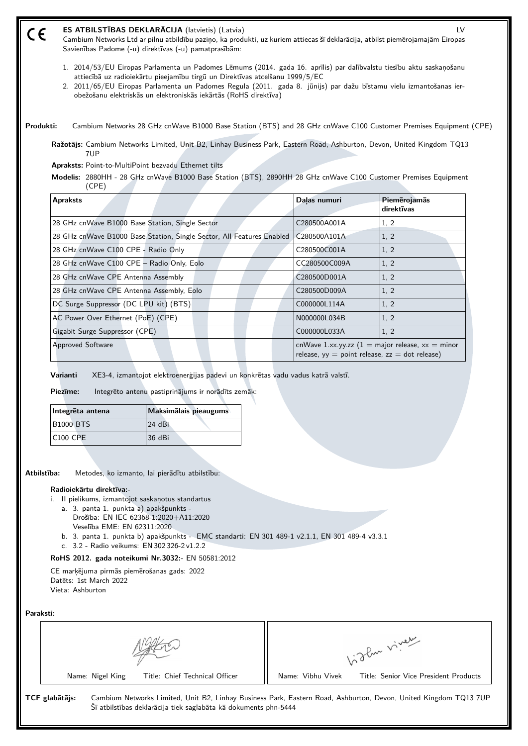CE

**ES ATBILSTĪBAS DEKLARĀCIJA** (latvietis) (Latvia) LV

Cambium Networks Ltd ar pilnu atbildību paziņo, ka produkti, uz kuriem attiecas šī deklarācija, atbilst piemērojamajām Eiropas Savienības Padome (-u) direktīvas (-u) pamatprasībām:

1. 2014/53/EU Eiropas Parlamenta un Padomes Lēmums (2014. gada 16. aprīlis) par dalībvalstu tiesību aktu saskaņošanu attiecībā uz radioiekārtu pieejamību tirgū un Direktīvas atcelšanu 1999/5/EC
2. 2011/65/EU Eiropas Parlamenta un Padomes Regula (2011. gada 8. jūnijs) par dažu bīstamu vielu izmantošanas ierobežošanu elektriskās un elektroniskās iekārtās (RoHS direktīva)

**Produkti:** Cambium Networks 28 GHz cnWave B1000 Base Station (BTS) and 28 GHz cnWave C100 Customer Premises Equipment (CPE)

**Ražotājs:** Cambium Networks Limited, Unit B2, Linhay Business Park, Eastern Road, Ashburton, Devon, United Kingdom TQ13 7UP

**Apraksts:** Point-to-MultiPoint bezvadu Ethernet tilts

**Modelis:** 2880HH - 28 GHz cnWave B1000 Base Station (BTS), 2890HH 28 GHz cnWave C100 Customer Premises Equipment (CPE)

| Apraksts | Daļas numuri | Piemērojamās direktīvas |
|---|---|---|
| 28 GHz cnWave B1000 Base Station, Single Sector | C280500A001A | 1, 2 |
| 28 GHz cnWave B1000 Base Station, Single Sector, All Features Enabled | C280500A101A | 1, 2 |
| 28 GHz cnWave C100 CPE - Radio Only | C280500C001A | 1, 2 |
| 28 GHz cnWave C100 CPE – Radio Only, Eolo | CC280500C009A | 1, 2 |
| 28 GHz cnWave CPE Antenna Assembly | C280500D001A | 1, 2 |
| 28 GHz cnWave CPE Antenna Assembly, Eolo | C280500D009A | 1, 2 |
| DC Surge Suppressor (DC LPU kit) (BTS) | C000000L114A | 1, 2 |
| AC Power Over Ethernet (PoE) (CPE) | N000000L034B | 1, 2 |
| Gigabit Surge Suppressor (CPE) | C000000L033A | 1, 2 |
| Approved Software | cnWave 1.xx.yy.zz (1 = major release, xx = minor release, yy = point release, zz = dot release) | |

**Varianti** XE3-4, izmantojot elektroenerģijas padevi un konkrētas vadu vadus katrā valstī.

**Piezīme:** Integrēto antenu pastiprinājums ir norādīts zemāk:

| Integrēta antena | Maksimālais pieaugums |
|---|---|
| B1000 BTS | 24 dBi |
| C100 CPE | 36 dBi |

**Atbilstība:** Metodes, ko izmanto, lai pierādītu atbilstību:

**Radioiekārtu direktīva:-**

i. II pielikums, izmantojot saskaņotus standartus
   a. 3. panta 1. punkta a) apakšpunkts -
      Drošība: EN IEC 62368-1:2020+A11:2020
      Veselība EME: EN 62311:2020
   b. 3. panta 1. punkta b) apakšpunkts - EMC standarti: EN 301 489-1 v2.1.1, EN 301 489-4 v3.3.1
   c. 3.2 - Radio veikums: EN 302 326-2 v1.2.2

**RoHS 2012. gada noteikumi Nr.3032:-** EN 50581:2012

CE marķējuma pirmās piemērošanas gads: 2022
Datēts: 1st March 2022
Vieta: Ashburton

**Paraksti:**

| Name: Nigel King Title: Chief Technical Officer | Name: Vibhu Vivek Title: Senior Vice President Products |
|---|---|

**TCF glabātājs:** Cambium Networks Limited, Unit B2, Linhay Business Park, Eastern Road, Ashburton, Devon, United Kingdom TQ13 7UP
Šī atbilstības deklarācija tiek saglabāta kā dokuments phn-5444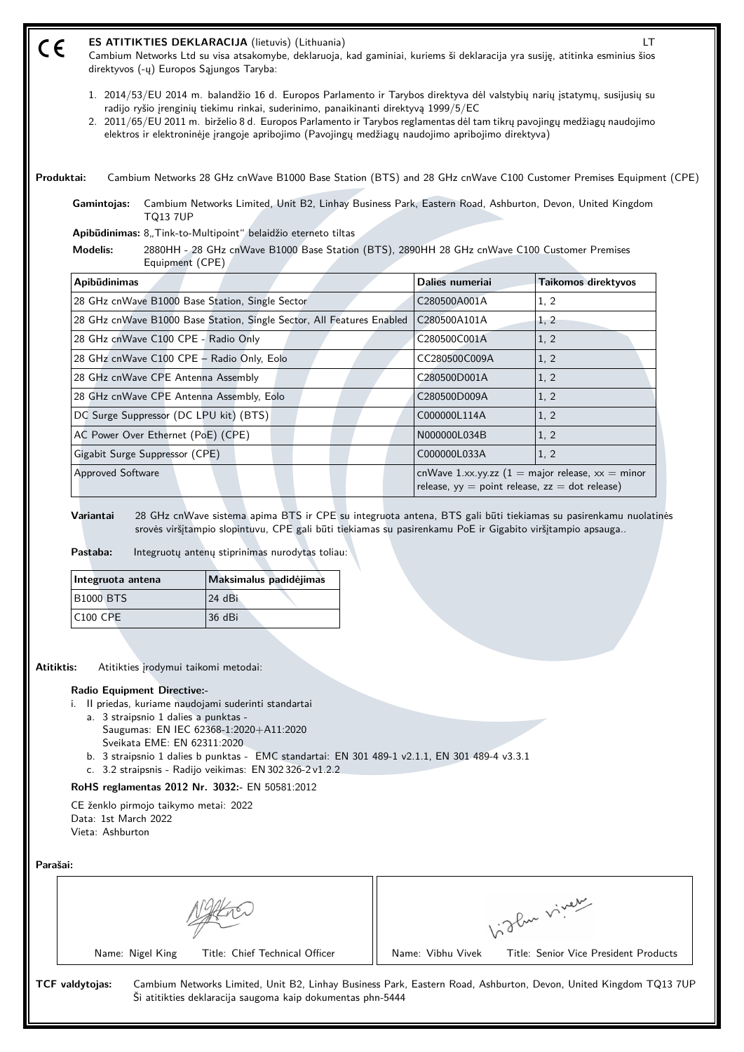CE

## ES ATITIKTIES DEKLARACIJA (lietuvis) (Lithuania)

LT

Cambium Networks Ltd su visa atsakomybe, deklaruoja, kad gaminiai, kuriems ši deklaracija yra susiję, atitinka esminius šios direktyvos (-ų) Europos Sąjungos Taryba:

1. 2014/53/EU 2014 m. balandžio 16 d. Europos Parlamento ir Tarybos direktyva dėl valstybių narių įstatymų, susijusių su radijo ryšio įrenginių tiekimu rinkai, suderinimo, panaikinanti direktyvą 1999/5/EC
2. 2011/65/EU 2011 m. birželio 8 d. Europos Parlamento ir Tarybos reglamentas dėl tam tikrų pavojingų medžiagų naudojimo elektros ir elektroninėje įrangoje apribojimo (Pavojingų medžiagų naudojimo apribojimo direktyva)

**Produktai:** Cambium Networks 28 GHz cnWave B1000 Base Station (BTS) and 28 GHz cnWave C100 Customer Premises Equipment (CPE)

**Gamintojas:** Cambium Networks Limited, Unit B2, Linhay Business Park, Eastern Road, Ashburton, Devon, United Kingdom TQ13 7UP

**Apibūdinimas:** 8„Tink-to-Multipoint" belaidžio eterneto tiltas

**Modelis:** 2880HH - 28 GHz cnWave B1000 Base Station (BTS), 2890HH 28 GHz cnWave C100 Customer Premises Equipment (CPE)

| Apibūdinimas | Dalies numeriai | Taikomos direktyvos |
|---|---|---|
| 28 GHz cnWave B1000 Base Station, Single Sector | C280500A001A | 1, 2 |
| 28 GHz cnWave B1000 Base Station, Single Sector, All Features Enabled | C280500A101A | 1, 2 |
| 28 GHz cnWave C100 CPE - Radio Only | C280500C001A | 1, 2 |
| 28 GHz cnWave C100 CPE – Radio Only, Eolo | CC280500C009A | 1, 2 |
| 28 GHz cnWave CPE Antenna Assembly | C280500D001A | 1, 2 |
| 28 GHz cnWave CPE Antenna Assembly, Eolo | C280500D009A | 1, 2 |
| DC Surge Suppressor (DC LPU kit) (BTS) | C000000L114A | 1, 2 |
| AC Power Over Ethernet (PoE) (CPE) | N000000L034B | 1, 2 |
| Gigabit Surge Suppressor (CPE) | C000000L033A | 1, 2 |
| Approved Software | cnWave 1.xx.yy.zz (1 = major release, xx = minor release, yy = point release, zz = dot release) | |

**Variantai** 28 GHz cnWave sistema apima BTS ir CPE su integruota antena, BTS gali būti tiekiamas su pasirenkamu nuolatinės srovės viršįtampio slopintuvu, CPE gali būti tiekiamas su pasirenkamu PoE ir Gigabito viršįtampio apsauga..

**Pastaba:** Integruotų antenų stiprinimas nurodytas toliau:

| Integruota antena | Maksimalus padidėjimas |
|---|---|
| B1000 BTS | 24 dBi |
| C100 CPE | 36 dBi |

**Atitiktis:** Atitikties įrodymui taikomi metodai:

**Radio Equipment Directive:-**

i. II priedas, kuriame naudojami suderinti standartai
  a. 3 straipsnio 1 dalies a punktas -
     Saugumas: EN IEC 62368-1:2020+A11:2020
     Sveikata EME: EN 62311:2020
  b. 3 straipsnio 1 dalies b punktas - EMC standartai: EN 301 489-1 v2.1.1, EN 301 489-4 v3.3.1
  c. 3.2 straipsnis - Radijo veikimas: EN 302 326-2 v1.2.2

**RoHS reglamentas 2012 Nr. 3032:-** EN 50581:2012

CE ženklo pirmojo taikymo metai: 2022
Data: 1st March 2022
Vieta: Ashburton

**Parašai:**

| Name: Nigel King Title: Chief Technical Officer | Name: Vibhu Vivek Title: Senior Vice President Products |
|---|---|

**TCF valdytojas:** Cambium Networks Limited, Unit B2, Linhay Business Park, Eastern Road, Ashburton, Devon, United Kingdom TQ13 7UP
Ši atitikties deklaracija saugoma kaip dokumentas phn-5444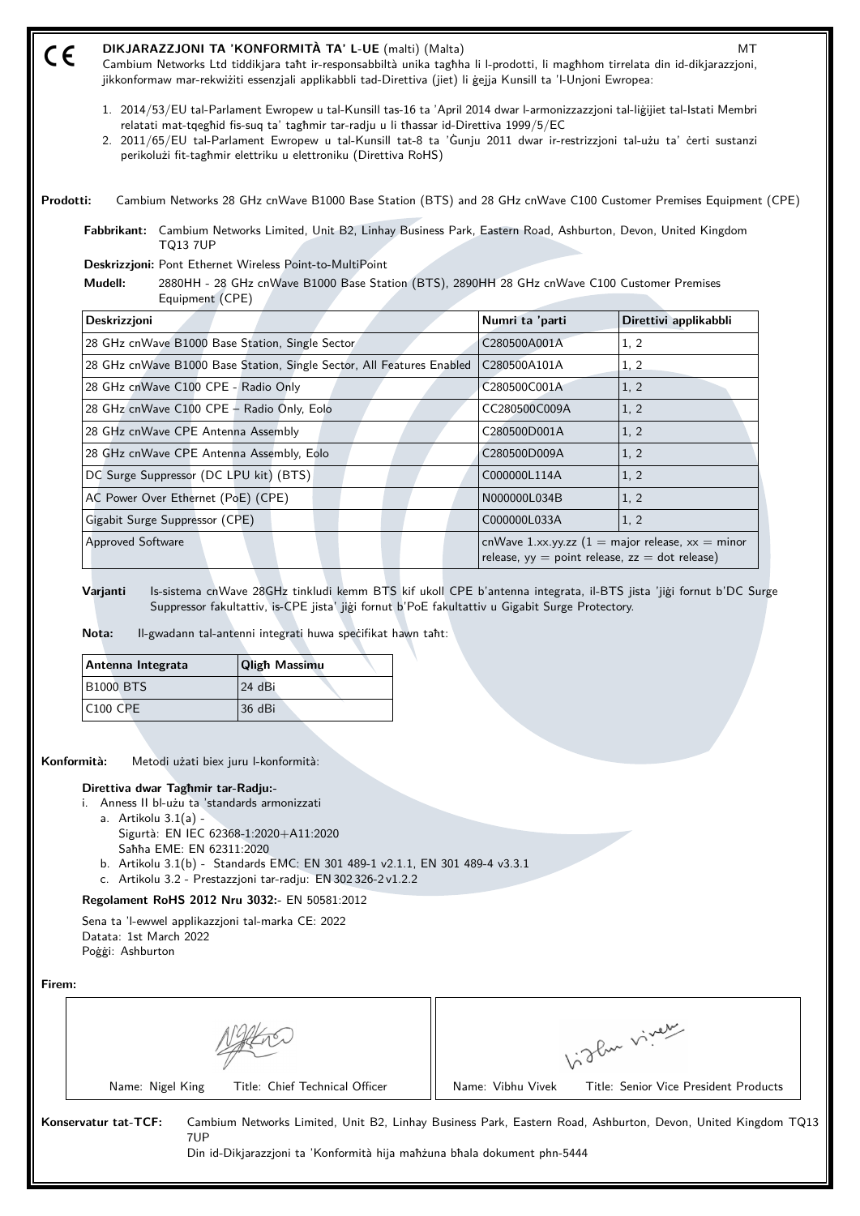CE

## DIKJARAZZJONI TA 'KONFORMITÀ TA' L-UE (malti) (Malta)

MT

Cambium Networks Ltd tiddikjara taħt ir-responsabbiltà unika tagħha li l-prodotti, li magħhom tirrelata din id-dikjarazzjoni, jikkonformaw mar-rekwiżiti essenzjali applikabbli tad-Direttiva (jiet) li ġejja Kunsill ta 'l-Unjoni Ewropea:

1. 2014/53/EU tal-Parlament Ewropew u tal-Kunsill tas-16 ta 'April 2014 dwar l-armonizzazzjoni tal-liġijiet tal-Istati Membri relatati mat-tqegħid fis-suq ta' tagħmir tar-radju u li tħassar id-Direttiva 1999/5/EC
2. 2011/65/EU tal-Parlament Ewropew u tal-Kunsill tat-8 ta 'Ġunju 2011 dwar ir-restrizzjoni tal-użu ta' ċerti sustanzi perikolużi fit-tagħmir elettriku u elettroniku (Direttiva RoHS)

**Prodotti:** Cambium Networks 28 GHz cnWave B1000 Base Station (BTS) and 28 GHz cnWave C100 Customer Premises Equipment (CPE)

**Fabbrikant:** Cambium Networks Limited, Unit B2, Linhay Business Park, Eastern Road, Ashburton, Devon, United Kingdom TQ13 7UP

**Deskrizzjoni:** Pont Ethernet Wireless Point-to-MultiPoint

**Mudell:** 2880HH - 28 GHz cnWave B1000 Base Station (BTS), 2890HH 28 GHz cnWave C100 Customer Premises Equipment (CPE)

| Deskrizzjoni | Numri ta 'parti | Direttivi applikabbli |
|---|---|---|
| 28 GHz cnWave B1000 Base Station, Single Sector | C280500A001A | 1, 2 |
| 28 GHz cnWave B1000 Base Station, Single Sector, All Features Enabled | C280500A101A | 1, 2 |
| 28 GHz cnWave C100 CPE - Radio Only | C280500C001A | 1, 2 |
| 28 GHz cnWave C100 CPE – Radio Only, Eolo | CC280500C009A | 1, 2 |
| 28 GHz cnWave CPE Antenna Assembly | C280500D001A | 1, 2 |
| 28 GHz cnWave CPE Antenna Assembly, Eolo | C280500D009A | 1, 2 |
| DC Surge Suppressor (DC LPU kit) (BTS) | C000000L114A | 1, 2 |
| AC Power Over Ethernet (PoE) (CPE) | N000000L034B | 1, 2 |
| Gigabit Surge Suppressor (CPE) | C000000L033A | 1, 2 |
| Approved Software | cnWave 1.xx.yy.zz (1 = major release, xx = minor release, yy = point release, zz = dot release) | |

**Varjanti** Is-sistema cnWave 28GHz tinkludi kemm BTS kif ukoll CPE b'antenna integrata, il-BTS jista 'jiġi fornut b'DC Surge Suppressor fakultattiv, is-CPE jista' jiġi fornut b'PoE fakultattiv u Gigabit Surge Protectory.

**Nota:** Il-gwadann tal-antenni integrati huwa speċifikat hawn taħt:

| Antenna Integrata | Qligħ Massimu |
|---|---|
| B1000 BTS | 24 dBi |
| C100 CPE | 36 dBi |

**Konformità:** Metodi użati biex juru l-konformità:

**Direttiva dwar Tagħmir tar-Radju:-**

i. Anness II bl-użu ta 'standards armonizzati
   a. Artikolu 3.1(a) -
      Sigurtà: EN IEC 62368-1:2020+A11:2020
      Saħħa EME: EN 62311:2020
   b. Artikolu 3.1(b) - Standards EMC: EN 301 489-1 v2.1.1, EN 301 489-4 v3.3.1
   c. Artikolu 3.2 - Prestazzjoni tar-radju: EN 302 326-2 v1.2.2

**Regolament RoHS 2012 Nru 3032:-** EN 50581:2012

Sena ta 'l-ewwel applikazzjoni tal-marka CE: 2022
Datata: 1st March 2022
Poġġi: Ashburton

**Firem:**

| Name: Nigel King Title: Chief Technical Officer | Name: Vibhu Vivek Title: Senior Vice President Products |
|---|---|

**Konservatur tat-TCF:** Cambium Networks Limited, Unit B2, Linhay Business Park, Eastern Road, Ashburton, Devon, United Kingdom TQ13 7UP
Din id-Dikjarazzjoni ta 'Konformità hija maħżuna bħala dokument phn-5444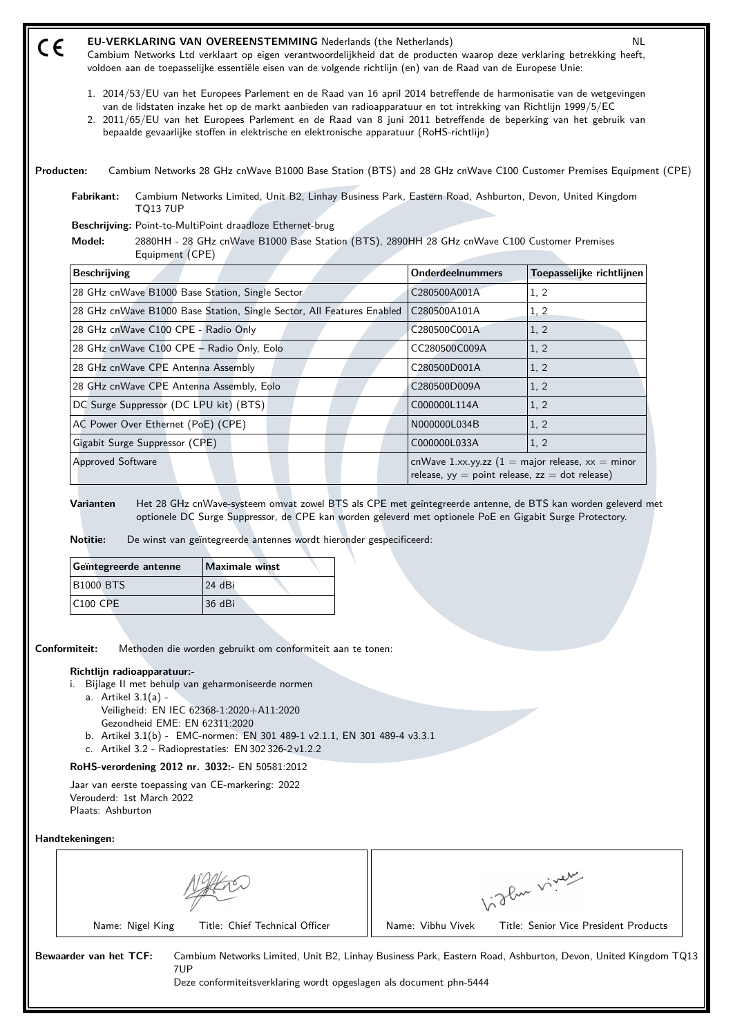CE

# EU-VERKLARING VAN OVEREENSTEMMING Nederlands (the Netherlands) NL

Cambium Networks Ltd verklaart op eigen verantwoordelijkheid dat de producten waarop deze verklaring betrekking heeft, voldoen aan de toepasselijke essentiële eisen van de volgende richtlijn (en) van de Raad van de Europese Unie:

1. 2014/53/EU van het Europees Parlement en de Raad van 16 april 2014 betreffende de harmonisatie van de wetgevingen van de lidstaten inzake het op de markt aanbieden van radioapparatuur en tot intrekking van Richtlijn 1999/5/EC
2. 2011/65/EU van het Europees Parlement en de Raad van 8 juni 2011 betreffende de beperking van het gebruik van bepaalde gevaarlijke stoffen in elektrische en elektronische apparatuur (RoHS-richtlijn)

**Producten:** Cambium Networks 28 GHz cnWave B1000 Base Station (BTS) and 28 GHz cnWave C100 Customer Premises Equipment (CPE)

**Fabrikant:** Cambium Networks Limited, Unit B2, Linhay Business Park, Eastern Road, Ashburton, Devon, United Kingdom TQ13 7UP

**Beschrijving:** Point-to-MultiPoint draadloze Ethernet-brug

**Model:** 2880HH - 28 GHz cnWave B1000 Base Station (BTS), 2890HH 28 GHz cnWave C100 Customer Premises Equipment (CPE)

| Beschrijving | Onderdeelnummers | Toepasselijke richtlijnen |
|---|---|---|
| 28 GHz cnWave B1000 Base Station, Single Sector | C280500A001A | 1, 2 |
| 28 GHz cnWave B1000 Base Station, Single Sector, All Features Enabled | C280500A101A | 1, 2 |
| 28 GHz cnWave C100 CPE - Radio Only | C280500C001A | 1, 2 |
| 28 GHz cnWave C100 CPE – Radio Only, Eolo | CC280500C009A | 1, 2 |
| 28 GHz cnWave CPE Antenna Assembly | C280500D001A | 1, 2 |
| 28 GHz cnWave CPE Antenna Assembly, Eolo | C280500D009A | 1, 2 |
| DC Surge Suppressor (DC LPU kit) (BTS) | C000000L114A | 1, 2 |
| AC Power Over Ethernet (PoE) (CPE) | N000000L034B | 1, 2 |
| Gigabit Surge Suppressor (CPE) | C000000L033A | 1, 2 |
| Approved Software | cnWave 1.xx.yy.zz (1 = major release, xx = minor release, yy = point release, zz = dot release) | |

**Varianten** Het 28 GHz cnWave-systeem omvat zowel BTS als CPE met geïntegreerde antenne, de BTS kan worden geleverd met optionele DC Surge Suppressor, de CPE kan worden geleverd met optionele PoE en Gigabit Surge Protectory.

**Notitie:** De winst van geïntegreerde antennes wordt hieronder gespecificeerd:

| Geïntegreerde antenne | Maximale winst |
|---|---|
| B1000 BTS | 24 dBi |
| C100 CPE | 36 dBi |

**Conformiteit:** Methoden die worden gebruikt om conformiteit aan te tonen:

**Richtlijn radioapparatuur:-**

i. Bijlage II met behulp van geharmoniseerde normen
   a. Artikel 3.1(a) -
      Veiligheid: EN IEC 62368-1:2020+A11:2020
      Gezondheid EME: EN 62311:2020
   b. Artikel 3.1(b) - EMC-normen: EN 301 489-1 v2.1.1, EN 301 489-4 v3.3.1
   c. Artikel 3.2 - Radioprestaties: EN 302 326-2 v1.2.2

**RoHS-verordening 2012 nr. 3032:-** EN 50581:2012

Jaar van eerste toepassing van CE-markering: 2022
Verouderd: 1st March 2022
Plaats: Ashburton

**Handtekeningen:**

| Name: Nigel King Title: Chief Technical Officer | Name: Vibhu Vivek Title: Senior Vice President Products |
|---|---|

**Bewaarder van het TCF:** Cambium Networks Limited, Unit B2, Linhay Business Park, Eastern Road, Ashburton, Devon, United Kingdom TQ13 7UP
Deze conformiteitsverklaring wordt opgeslagen als document phn-5444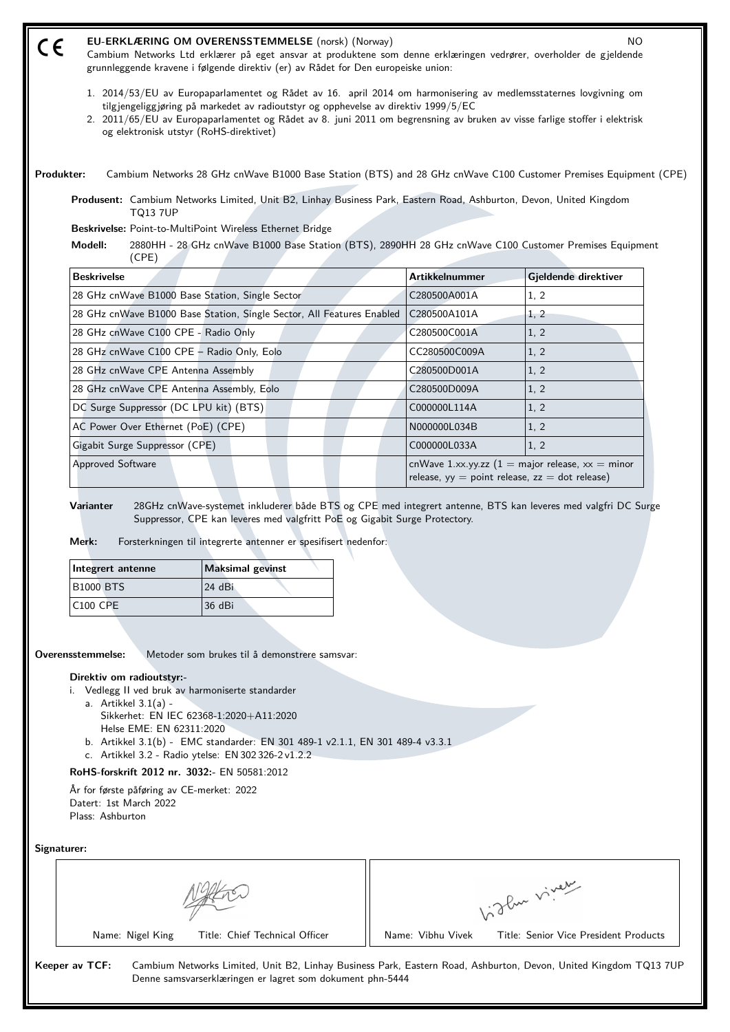CE

# EU-ERKLÆRING OM OVERENSSTEMMELSE (norsk) (Norway)

NO

Cambium Networks Ltd erklærer på eget ansvar at produktene som denne erklæringen vedrører, overholder de gjeldende grunnleggende kravene i følgende direktiv (er) av Rådet for Den europeiske union:

1. 2014/53/EU av Europaparlamentet og Rådet av 16. april 2014 om harmonisering av medlemsstaternes lovgivning om tilgjengeliggjøring på markedet av radioutstyr og opphevelse av direktiv 1999/5/EC
2. 2011/65/EU av Europaparlamentet og Rådet av 8. juni 2011 om begrensning av bruken av visse farlige stoffer i elektrisk og elektronisk utstyr (RoHS-direktivet)

**Produkter:** Cambium Networks 28 GHz cnWave B1000 Base Station (BTS) and 28 GHz cnWave C100 Customer Premises Equipment (CPE)

**Produsent:** Cambium Networks Limited, Unit B2, Linhay Business Park, Eastern Road, Ashburton, Devon, United Kingdom TQ13 7UP

**Beskrivelse:** Point-to-MultiPoint Wireless Ethernet Bridge

**Modell:** 2880HH - 28 GHz cnWave B1000 Base Station (BTS), 2890HH 28 GHz cnWave C100 Customer Premises Equipment (CPE)

| Beskrivelse | Artikkelnummer | Gjeldende direktiver |
|---|---|---|
| 28 GHz cnWave B1000 Base Station, Single Sector | C280500A001A | 1, 2 |
| 28 GHz cnWave B1000 Base Station, Single Sector, All Features Enabled | C280500A101A | 1, 2 |
| 28 GHz cnWave C100 CPE - Radio Only | C280500C001A | 1, 2 |
| 28 GHz cnWave C100 CPE – Radio Only, Eolo | CC280500C009A | 1, 2 |
| 28 GHz cnWave CPE Antenna Assembly | C280500D001A | 1, 2 |
| 28 GHz cnWave CPE Antenna Assembly, Eolo | C280500D009A | 1, 2 |
| DC Surge Suppressor (DC LPU kit) (BTS) | C000000L114A | 1, 2 |
| AC Power Over Ethernet (PoE) (CPE) | N000000L034B | 1, 2 |
| Gigabit Surge Suppressor (CPE) | C000000L033A | 1, 2 |
| Approved Software | cnWave 1.xx.yy.zz (1 = major release, xx = minor release, yy = point release, zz = dot release) | |

**Varianter** 28GHz cnWave-systemet inkluderer både BTS og CPE med integrert antenne, BTS kan leveres med valgfri DC Surge Suppressor, CPE kan leveres med valgfritt PoE og Gigabit Surge Protectory.

**Merk:** Forsterkningen til integrerte antenner er spesifisert nedenfor:

| Integrert antenne | Maksimal gevinst |
|---|---|
| B1000 BTS | 24 dBi |
| C100 CPE | 36 dBi |

**Overensstemmelse:** Metoder som brukes til å demonstrere samsvar:

**Direktiv om radioutstyr:-**

i. Vedlegg II ved bruk av harmoniserte standarder
   a. Artikkel 3.1(a) -
      Sikkerhet: EN IEC 62368-1:2020+A11:2020
      Helse EME: EN 62311:2020
   b. Artikkel 3.1(b) - EMC standarder: EN 301 489-1 v2.1.1, EN 301 489-4 v3.3.1
   c. Artikkel 3.2 - Radio ytelse: EN 302 326-2 v1.2.2

**RoHS-forskrift 2012 nr. 3032:-** EN 50581:2012

År for første påføring av CE-merket: 2022
Datert: 1st March 2022
Plass: Ashburton

**Signaturer:**

| Name: Nigel King Title: Chief Technical Officer | Name: Vibhu Vivek Title: Senior Vice President Products |
|---|---|

**Keeper av TCF:** Cambium Networks Limited, Unit B2, Linhay Business Park, Eastern Road, Ashburton, Devon, United Kingdom TQ13 7UP
Denne samsvarserklæringen er lagret som dokument phn-5444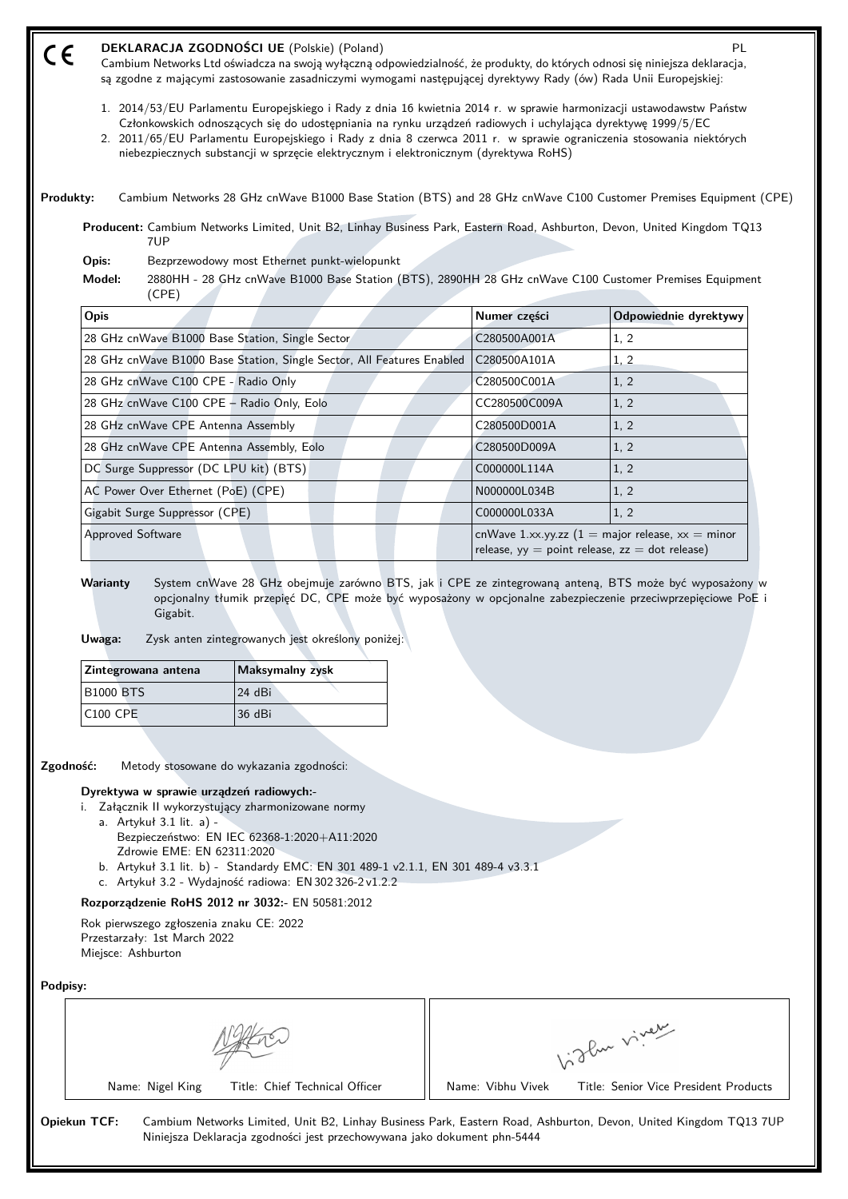CE **DEKLARACJA ZGODNOŚCI UE** (Polskie) (Poland) PL

Cambium Networks Ltd oświadcza na swoją wyłączną odpowiedzialność, że produkty, do których odnosi się niniejsza deklaracja, są zgodne z mającymi zastosowanie zasadniczymi wymogami następującej dyrektywy Rady (ów) Rada Unii Europejskiej:

1. 2014/53/EU Parlamentu Europejskiego i Rady z dnia 16 kwietnia 2014 r. w sprawie harmonizacji ustawodawstw Państw Członkowskich odnoszących się do udostępniania na rynku urządzeń radiowych i uchylająca dyrektywę 1999/5/EC
2. 2011/65/EU Parlamentu Europejskiego i Rady z dnia 8 czerwca 2011 r. w sprawie ograniczenia stosowania niektórych niebezpiecznych substancji w sprzęcie elektrycznym i elektronicznym (dyrektywa RoHS)

**Produkty:** Cambium Networks 28 GHz cnWave B1000 Base Station (BTS) and 28 GHz cnWave C100 Customer Premises Equipment (CPE)

**Producent:** Cambium Networks Limited, Unit B2, Linhay Business Park, Eastern Road, Ashburton, Devon, United Kingdom TQ13 7UP

**Opis:** Bezprzewodowy most Ethernet punkt-wielopunkt

**Model:** 2880HH - 28 GHz cnWave B1000 Base Station (BTS), 2890HH 28 GHz cnWave C100 Customer Premises Equipment (CPE)

| Opis | Numer części | Odpowiednie dyrektywy |
|---|---|---|
| 28 GHz cnWave B1000 Base Station, Single Sector | C280500A001A | 1, 2 |
| 28 GHz cnWave B1000 Base Station, Single Sector, All Features Enabled | C280500A101A | 1, 2 |
| 28 GHz cnWave C100 CPE - Radio Only | C280500C001A | 1, 2 |
| 28 GHz cnWave C100 CPE – Radio Only, Eolo | CC280500C009A | 1, 2 |
| 28 GHz cnWave CPE Antenna Assembly | C280500D001A | 1, 2 |
| 28 GHz cnWave CPE Antenna Assembly, Eolo | C280500D009A | 1, 2 |
| DC Surge Suppressor (DC LPU kit) (BTS) | C000000L114A | 1, 2 |
| AC Power Over Ethernet (PoE) (CPE) | N000000L034B | 1, 2 |
| Gigabit Surge Suppressor (CPE) | C000000L033A | 1, 2 |
| Approved Software | cnWave 1.xx.yy.zz (1 = major release, xx = minor release, yy = point release, zz = dot release) | |

**Warianty** System cnWave 28 GHz obejmuje zarówno BTS, jak i CPE ze zintegrowaną anteną, BTS może być wyposażony w opcjonalny tłumik przepięć DC, CPE może być wyposażony w opcjonalne zabezpieczenie przeciwprzepięciowe PoE i Gigabit.

**Uwaga:** Zysk anten zintegrowanych jest określony poniżej:

| Zintegrowana antena | Maksymalny zysk |
|---|---|
| B1000 BTS | 24 dBi |
| C100 CPE | 36 dBi |

**Zgodność:** Metody stosowane do wykazania zgodności:

**Dyrektywa w sprawie urządzeń radiowych:-**

i. Załącznik II wykorzystujący zharmonizowane normy
   a. Artykuł 3.1 lit. a) -
      Bezpieczeństwo: EN IEC 62368-1:2020+A11:2020
      Zdrowie EME: EN 62311:2020
   b. Artykuł 3.1 lit. b) - Standardy EMC: EN 301 489-1 v2.1.1, EN 301 489-4 v3.3.1
   c. Artykuł 3.2 - Wydajność radiowa: EN 302 326-2 v1.2.2

**Rozporządzenie RoHS 2012 nr 3032:-** EN 50581:2012

Rok pierwszego zgłoszenia znaku CE: 2022
Przestarzały: 1st March 2022
Miejsce: Ashburton

**Podpisy:**

| Name: Nigel King Title: Chief Technical Officer | Name: Vibhu Vivek Title: Senior Vice President Products |
|---|---|

**Opiekun TCF:** Cambium Networks Limited, Unit B2, Linhay Business Park, Eastern Road, Ashburton, Devon, United Kingdom TQ13 7UP
Niniejsza Deklaracja zgodności jest przechowywana jako dokument phn-5444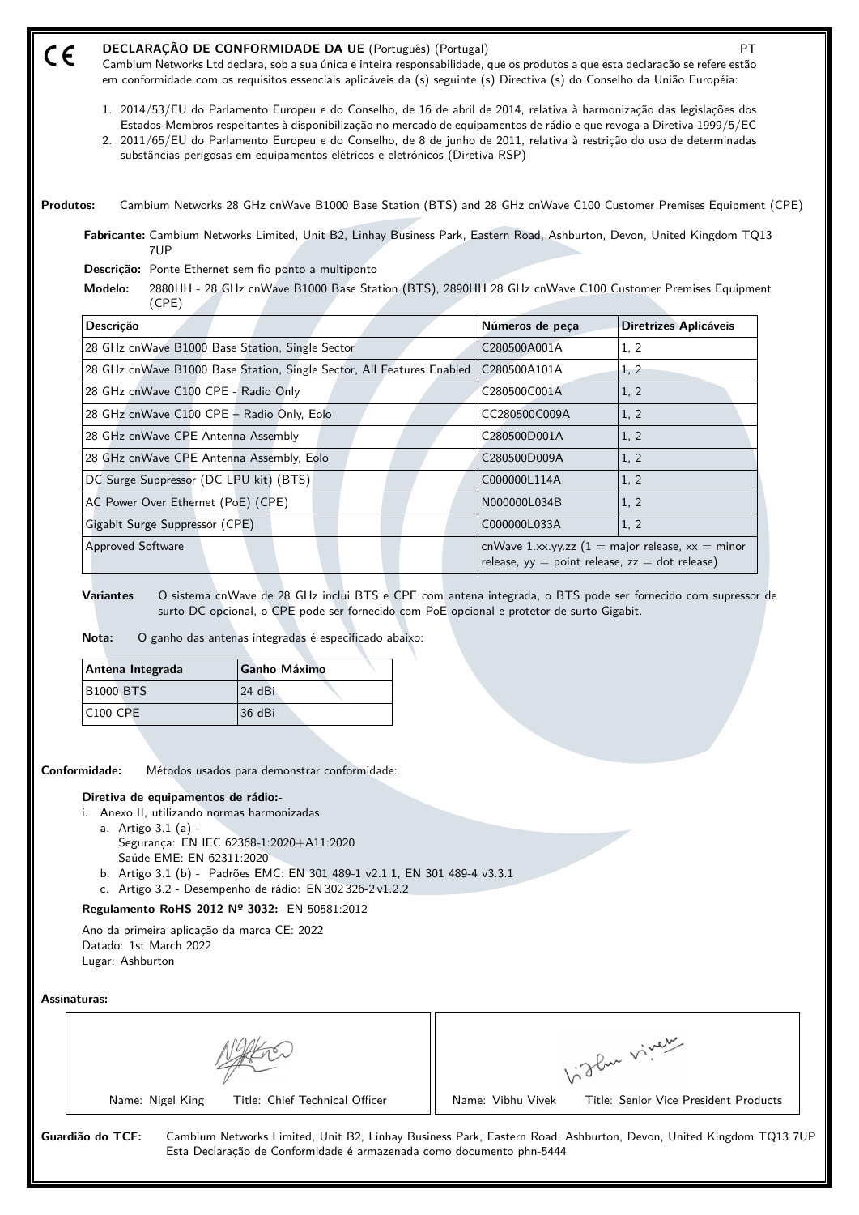CE

**DECLARAÇÃO DE CONFORMIDADE DA UE** (Português) (Portugal) PT

Cambium Networks Ltd declara, sob a sua única e inteira responsabilidade, que os produtos a que esta declaração se refere estão em conformidade com os requisitos essenciais aplicáveis da (s) seguinte (s) Directiva (s) do Conselho da União Européia:

1. 2014/53/EU do Parlamento Europeu e do Conselho, de 16 de abril de 2014, relativa à harmonização das legislações dos Estados-Membros respeitantes à disponibilização no mercado de equipamentos de rádio e que revoga a Diretiva 1999/5/EC
2. 2011/65/EU do Parlamento Europeu e do Conselho, de 8 de junho de 2011, relativa à restrição do uso de determinadas substâncias perigosas em equipamentos elétricos e eletrónicos (Diretiva RSP)

**Produtos:** Cambium Networks 28 GHz cnWave B1000 Base Station (BTS) and 28 GHz cnWave C100 Customer Premises Equipment (CPE)

**Fabricante:** Cambium Networks Limited, Unit B2, Linhay Business Park, Eastern Road, Ashburton, Devon, United Kingdom TQ13 7UP

**Descrição:** Ponte Ethernet sem fio ponto a multiponto

**Modelo:** 2880HH - 28 GHz cnWave B1000 Base Station (BTS), 2890HH 28 GHz cnWave C100 Customer Premises Equipment (CPE)

| Descrição | Números de peça | Diretrizes Aplicáveis |
|---|---|---|
| 28 GHz cnWave B1000 Base Station, Single Sector | C280500A001A | 1, 2 |
| 28 GHz cnWave B1000 Base Station, Single Sector, All Features Enabled | C280500A101A | 1, 2 |
| 28 GHz cnWave C100 CPE - Radio Only | C280500C001A | 1, 2 |
| 28 GHz cnWave C100 CPE – Radio Only, Eolo | CC280500C009A | 1, 2 |
| 28 GHz cnWave CPE Antenna Assembly | C280500D001A | 1, 2 |
| 28 GHz cnWave CPE Antenna Assembly, Eolo | C280500D009A | 1, 2 |
| DC Surge Suppressor (DC LPU kit) (BTS) | C000000L114A | 1, 2 |
| AC Power Over Ethernet (PoE) (CPE) | N000000L034B | 1, 2 |
| Gigabit Surge Suppressor (CPE) | C000000L033A | 1, 2 |
| Approved Software | cnWave 1.xx.yy.zz (1 = major release, xx = minor release, yy = point release, zz = dot release) | |

**Variantes** O sistema cnWave de 28 GHz inclui BTS e CPE com antena integrada, o BTS pode ser fornecido com supressor de surto DC opcional, o CPE pode ser fornecido com PoE opcional e protetor de surto Gigabit.

**Nota:** O ganho das antenas integradas é especificado abaixo:

| Antena Integrada | Ganho Máximo |
|---|---|
| B1000 BTS | 24 dBi |
| C100 CPE | 36 dBi |

**Conformidade:** Métodos usados para demonstrar conformidade:

**Diretiva de equipamentos de rádio:-**

i. Anexo II, utilizando normas harmonizadas
   a. Artigo 3.1 (a) -
      Segurança: EN IEC 62368-1:2020+A11:2020
      Saúde EME: EN 62311:2020
   b. Artigo 3.1 (b) - Padrões EMC: EN 301 489-1 v2.1.1, EN 301 489-4 v3.3.1
   c. Artigo 3.2 - Desempenho de rádio: EN 302 326-2 v1.2.2

**Regulamento RoHS 2012 Nº 3032:-** EN 50581:2012

Ano da primeira aplicação da marca CE: 2022
Datado: 1st March 2022
Lugar: Ashburton

**Assinaturas:**

| Name: Nigel King Title: Chief Technical Officer | Name: Vibhu Vivek Title: Senior Vice President Products |
|---|---|

**Guardião do TCF:** Cambium Networks Limited, Unit B2, Linhay Business Park, Eastern Road, Ashburton, Devon, United Kingdom TQ13 7UP
Esta Declaração de Conformidade é armazenada como documento phn-5444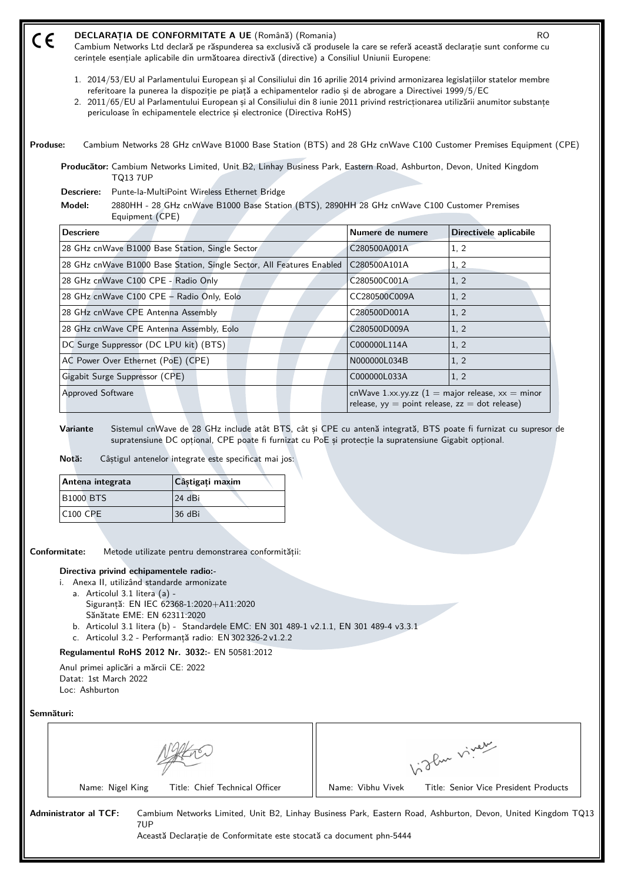CE **DECLARAȚIA DE CONFORMITATE A UE** (Română) (Romania) RO

Cambium Networks Ltd declară pe răspunderea sa exclusivă că produsele la care se referă această declarație sunt conforme cu cerințele esențiale aplicabile din următoarea directivă (directive) a Consiliul Uniunii Europene:

1. 2014/53/EU al Parlamentului European și al Consiliului din 16 aprilie 2014 privind armonizarea legislațiilor statelor membre referitoare la punerea la dispoziție pe piață a echipamentelor radio și de abrogare a Directivei 1999/5/EC
2. 2011/65/EU al Parlamentului European și al Consiliului din 8 iunie 2011 privind restricționarea utilizării anumitor substanțe periculoase în echipamentele electrice și electronice (Directiva RoHS)

**Produse:** Cambium Networks 28 GHz cnWave B1000 Base Station (BTS) and 28 GHz cnWave C100 Customer Premises Equipment (CPE)

**Producător:** Cambium Networks Limited, Unit B2, Linhay Business Park, Eastern Road, Ashburton, Devon, United Kingdom TQ13 7UP

**Descriere:** Punte-la-MultiPoint Wireless Ethernet Bridge

**Model:** 2880HH - 28 GHz cnWave B1000 Base Station (BTS), 2890HH 28 GHz cnWave C100 Customer Premises Equipment (CPE)

| Descriere | Numere de numere | Directivele aplicabile |
|---|---|---|
| 28 GHz cnWave B1000 Base Station, Single Sector | C280500A001A | 1, 2 |
| 28 GHz cnWave B1000 Base Station, Single Sector, All Features Enabled | C280500A101A | 1, 2 |
| 28 GHz cnWave C100 CPE - Radio Only | C280500C001A | 1, 2 |
| 28 GHz cnWave C100 CPE – Radio Only, Eolo | CC280500C009A | 1, 2 |
| 28 GHz cnWave CPE Antenna Assembly | C280500D001A | 1, 2 |
| 28 GHz cnWave CPE Antenna Assembly, Eolo | C280500D009A | 1, 2 |
| DC Surge Suppressor (DC LPU kit) (BTS) | C000000L114A | 1, 2 |
| AC Power Over Ethernet (PoE) (CPE) | N000000L034B | 1, 2 |
| Gigabit Surge Suppressor (CPE) | C000000L033A | 1, 2 |
| Approved Software | cnWave 1.xx.yy.zz (1 = major release, xx = minor release, yy = point release, zz = dot release) | |

**Variante** Sistemul cnWave de 28 GHz include atât BTS, cât și CPE cu antenă integrată, BTS poate fi furnizat cu supresor de supratensiune DC opțional, CPE poate fi furnizat cu PoE și protecție la supratensiune Gigabit opțional.

**Notă:** Câștigul antenelor integrate este specificat mai jos:

| Antena integrata | Câștigați maxim |
|---|---|
| B1000 BTS | 24 dBi |
| C100 CPE | 36 dBi |

**Conformitate:** Metode utilizate pentru demonstrarea conformității:

**Directiva privind echipamentele radio:-**

i. Anexa II, utilizând standarde armonizate
   a. Articolul 3.1 litera (a) -
      Siguranță: EN IEC 62368-1:2020+A11:2020
      Sănătate EME: EN 62311:2020
   b. Articolul 3.1 litera (b) - Standardele EMC: EN 301 489-1 v2.1.1, EN 301 489-4 v3.3.1
   c. Articolul 3.2 - Performanță radio: EN 302 326-2 v1.2.2

**Regulamentul RoHS 2012 Nr. 3032:-** EN 50581:2012

Anul primei aplicări a mărcii CE: 2022
Datat: 1st March 2022
Loc: Ashburton

**Semnături:**

| Name: Nigel King Title: Chief Technical Officer | Name: Vibhu Vivek Title: Senior Vice President Products |
|---|---|

**Administrator al TCF:** Cambium Networks Limited, Unit B2, Linhay Business Park, Eastern Road, Ashburton, Devon, United Kingdom TQ13 7UP
Această Declarație de Conformitate este stocată ca document phn-5444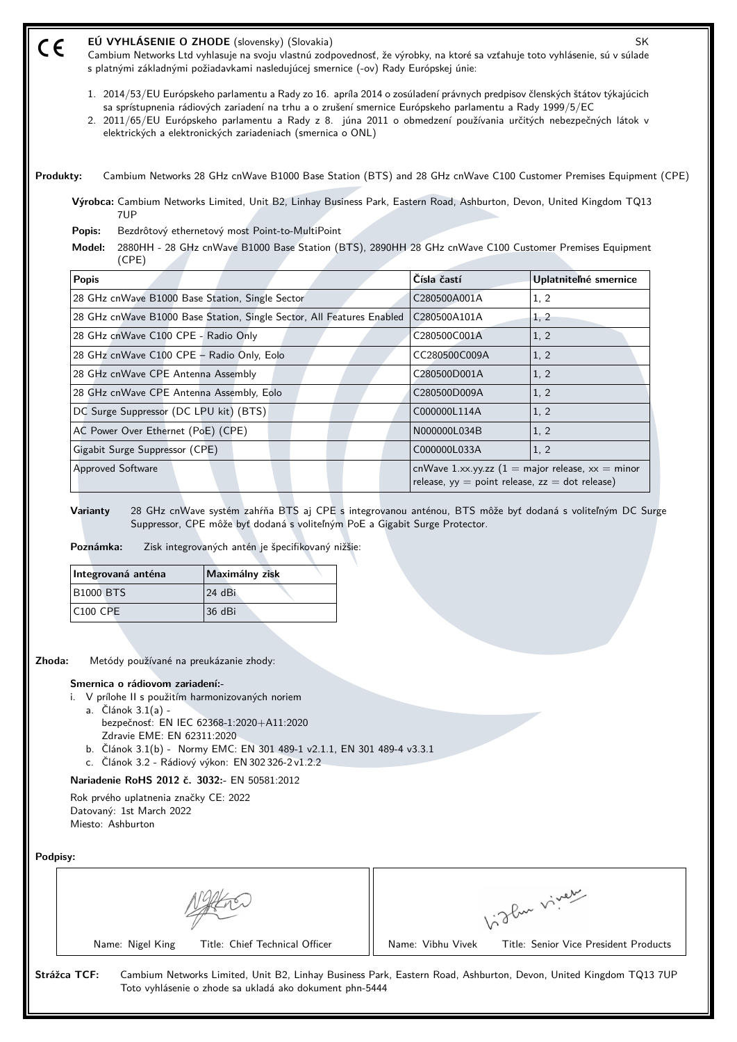CE

**EÚ VYHLÁSENIE O ZHODE** (slovensky) (Slovakia) SK

Cambium Networks Ltd vyhlasuje na svoju vlastnú zodpovednosť, že výrobky, na ktoré sa vzťahuje toto vyhlásenie, sú v súlade s platnými základnými požiadavkami nasledujúcej smernice (-ov) Rady Európskej únie:

1. 2014/53/EU Európskeho parlamentu a Rady zo 16. apríla 2014 o zosúladení právnych predpisov členských štátov týkajúcich sa sprístupnenia rádiových zariadení na trhu a o zrušení smernice Európskeho parlamentu a Rady 1999/5/EC
2. 2011/65/EU Európskeho parlamentu a Rady z 8. júna 2011 o obmedzení používania určitých nebezpečných látok v elektrických a elektronických zariadeniach (smernica o ONL)

**Produkty:** Cambium Networks 28 GHz cnWave B1000 Base Station (BTS) and 28 GHz cnWave C100 Customer Premises Equipment (CPE)

**Výrobca:** Cambium Networks Limited, Unit B2, Linhay Business Park, Eastern Road, Ashburton, Devon, United Kingdom TQ13 7UP

**Popis:** Bezdrôtový ethernetový most Point-to-MultiPoint

**Model:** 2880HH - 28 GHz cnWave B1000 Base Station (BTS), 2890HH 28 GHz cnWave C100 Customer Premises Equipment (CPE)

| Popis | Čísla častí | Uplatniteľné smernice |
|---|---|---|
| 28 GHz cnWave B1000 Base Station, Single Sector | C280500A001A | 1, 2 |
| 28 GHz cnWave B1000 Base Station, Single Sector, All Features Enabled | C280500A101A | 1, 2 |
| 28 GHz cnWave C100 CPE - Radio Only | C280500C001A | 1, 2 |
| 28 GHz cnWave C100 CPE – Radio Only, Eolo | CC280500C009A | 1, 2 |
| 28 GHz cnWave CPE Antenna Assembly | C280500D001A | 1, 2 |
| 28 GHz cnWave CPE Antenna Assembly, Eolo | C280500D009A | 1, 2 |
| DC Surge Suppressor (DC LPU kit) (BTS) | C000000L114A | 1, 2 |
| AC Power Over Ethernet (PoE) (CPE) | N000000L034B | 1, 2 |
| Gigabit Surge Suppressor (CPE) | C000000L033A | 1, 2 |
| Approved Software | cnWave 1.xx.yy.zz (1 = major release, xx = minor release, yy = point release, zz = dot release) | |

**Varianty** 28 GHz cnWave systém zahŕňa BTS aj CPE s integrovanou anténou, BTS môže byť dodaná s voliteľným DC Surge Suppressor, CPE môže byť dodaná s voliteľným PoE a Gigabit Surge Protector.

**Poznámka:** Zisk integrovaných antén je špecifikovaný nižšie:

| Integrovaná anténa | Maximálny zisk |
|---|---|
| B1000 BTS | 24 dBi |
| C100 CPE | 36 dBi |

**Zhoda:** Metódy používané na preukázanie zhody:

**Smernica o rádiovom zariadení:-**

i. V prílohe II s použitím harmonizovaných noriem
   a. Článok 3.1(a) -
      bezpečnosť: EN IEC 62368-1:2020+A11:2020
      Zdravie EME: EN 62311:2020
   b. Článok 3.1(b) - Normy EMC: EN 301 489-1 v2.1.1, EN 301 489-4 v3.3.1
   c. Článok 3.2 - Rádiový výkon: EN 302 326-2 v1.2.2

**Nariadenie RoHS 2012 č. 3032:-** EN 50581:2012

Rok prvého uplatnenia značky CE: 2022
Datovaný: 1st March 2022
Miesto: Ashburton

**Podpisy:**

| Name: Nigel King Title: Chief Technical Officer | Name: Vibhu Vivek Title: Senior Vice President Products |
|---|---|

**Strážca TCF:** Cambium Networks Limited, Unit B2, Linhay Business Park, Eastern Road, Ashburton, Devon, United Kingdom TQ13 7UP
Toto vyhlásenie o zhode sa ukladá ako dokument phn-5444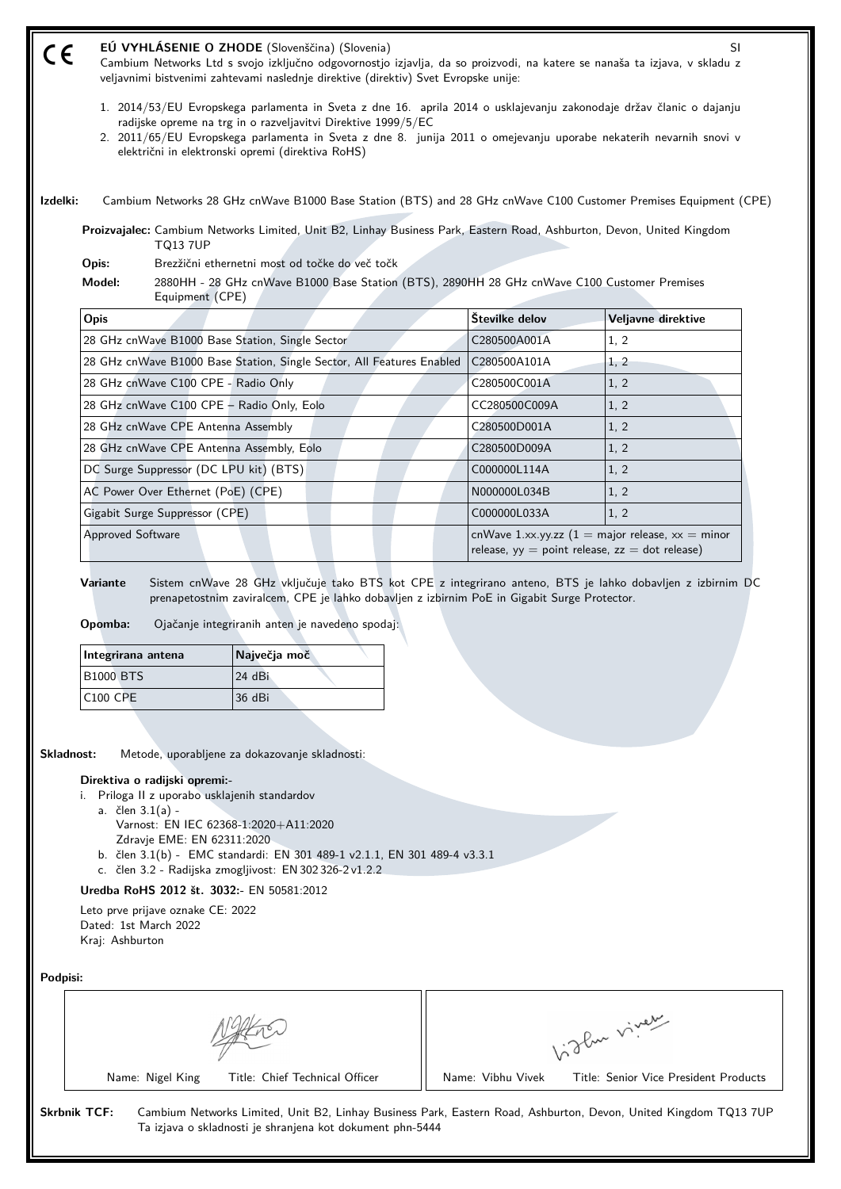CE

**EÚ VYHLÁSENIE O ZHODE** (Slovenščina) (Slovenia) SI

Cambium Networks Ltd s svojo izključno odgovornostjo izjavlja, da so proizvodi, na katere se nanaša ta izjava, v skladu z veljavnimi bistvenimi zahtevami naslednje direktive (direktiv) Svet Evropske unije:

1. 2014/53/EU Evropskega parlamenta in Sveta z dne 16. aprila 2014 o usklajevanju zakonodaje držav članic o dajanju radijske opreme na trg in o razveljavitvi Direktive 1999/5/EC
2. 2011/65/EU Evropskega parlamenta in Sveta z dne 8. junija 2011 o omejevanju uporabe nekaterih nevarnih snovi v električni in elektronski opremi (direktiva RoHS)

**Izdelki:** Cambium Networks 28 GHz cnWave B1000 Base Station (BTS) and 28 GHz cnWave C100 Customer Premises Equipment (CPE)

**Proizvajalec:** Cambium Networks Limited, Unit B2, Linhay Business Park, Eastern Road, Ashburton, Devon, United Kingdom TQ13 7UP

**Opis:** Brezžični ethernetni most od točke do več točk

**Model:** 2880HH - 28 GHz cnWave B1000 Base Station (BTS), 2890HH 28 GHz cnWave C100 Customer Premises Equipment (CPE)

| Opis | Številke delov | Veljavne direktive |
|---|---|---|
| 28 GHz cnWave B1000 Base Station, Single Sector | C280500A001A | 1, 2 |
| 28 GHz cnWave B1000 Base Station, Single Sector, All Features Enabled | C280500A101A | 1, 2 |
| 28 GHz cnWave C100 CPE - Radio Only | C280500C001A | 1, 2 |
| 28 GHz cnWave C100 CPE – Radio Only, Eolo | CC280500C009A | 1, 2 |
| 28 GHz cnWave CPE Antenna Assembly | C280500D001A | 1, 2 |
| 28 GHz cnWave CPE Antenna Assembly, Eolo | C280500D009A | 1, 2 |
| DC Surge Suppressor (DC LPU kit) (BTS) | C000000L114A | 1, 2 |
| AC Power Over Ethernet (PoE) (CPE) | N000000L034B | 1, 2 |
| Gigabit Surge Suppressor (CPE) | C000000L033A | 1, 2 |
| Approved Software | cnWave 1.xx.yy.zz (1 = major release, xx = minor release, yy = point release, zz = dot release) | |

**Variante** Sistem cnWave 28 GHz vključuje tako BTS kot CPE z integrirano anteno, BTS je lahko dobavljen z izbirnim DC prenapetostnim zaviralcem, CPE je lahko dobavljen z izbirnim PoE in Gigabit Surge Protector.

**Opomba:** Ojačanje integriranih anten je navedeno spodaj:

| Integrirana antena | Največja moč |
|---|---|
| B1000 BTS | 24 dBi |
| C100 CPE | 36 dBi |

**Skladnost:** Metode, uporabljene za dokazovanje skladnosti:

**Direktiva o radijski opremi:-**

i. Priloga II z uporabo usklajenih standardov
   a. člen 3.1(a) -
      Varnost: EN IEC 62368-1:2020+A11:2020
      Zdravje EME: EN 62311:2020
   b. člen 3.1(b) - EMC standardi: EN 301 489-1 v2.1.1, EN 301 489-4 v3.3.1
   c. člen 3.2 - Radijska zmogljivost: EN 302 326-2 v1.2.2

**Uredba RoHS 2012 št. 3032:-** EN 50581:2012

Leto prve prijave oznake CE: 2022
Dated: 1st March 2022
Kraj: Ashburton

**Podpisi:**

| Name: Nigel King Title: Chief Technical Officer | Name: Vibhu Vivek Title: Senior Vice President Products |
|---|---|

**Skrbnik TCF:** Cambium Networks Limited, Unit B2, Linhay Business Park, Eastern Road, Ashburton, Devon, United Kingdom TQ13 7UP
Ta izjava o skladnosti je shranjena kot dokument phn-5444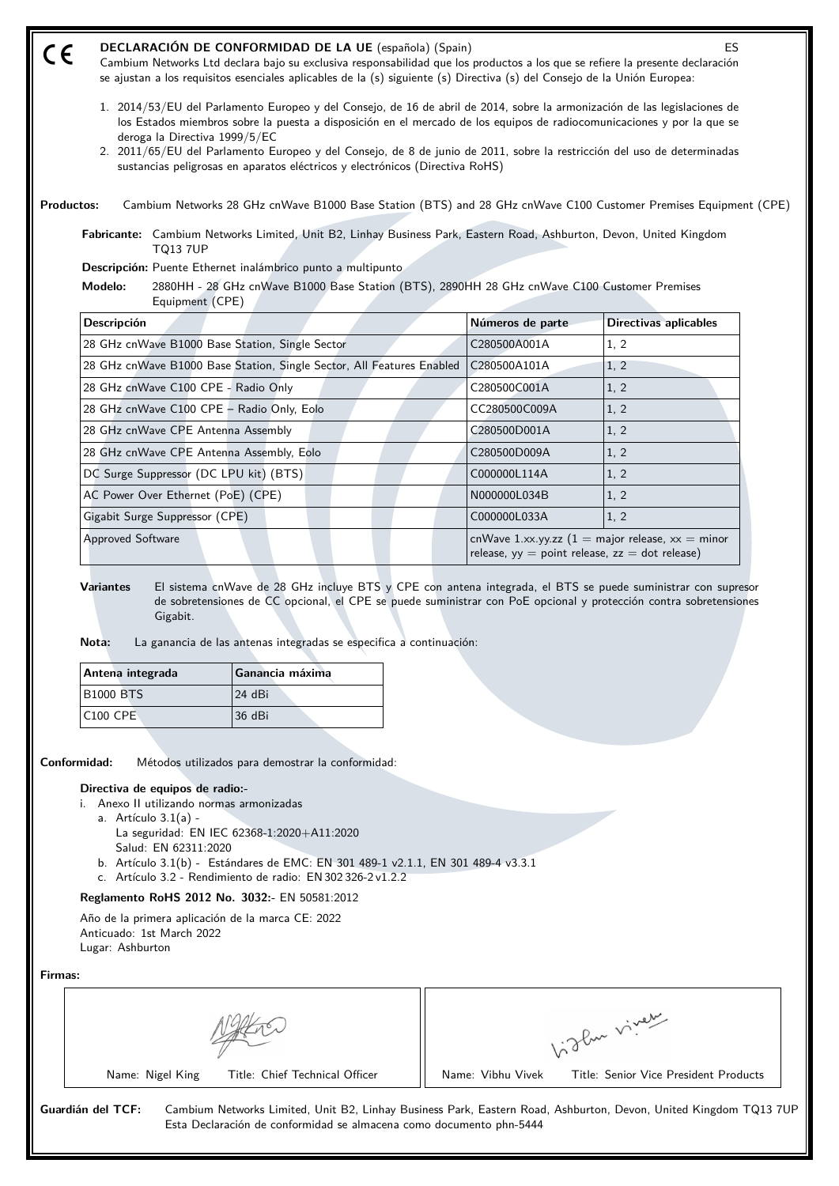CE

# DECLARACIÓN DE CONFORMIDAD DE LA UE (española) (Spain)

ES

Cambium Networks Ltd declara bajo su exclusiva responsabilidad que los productos a los que se refiere la presente declaración se ajustan a los requisitos esenciales aplicables de la (s) siguiente (s) Directiva (s) del Consejo de la Unión Europea:

1. 2014/53/EU del Parlamento Europeo y del Consejo, de 16 de abril de 2014, sobre la armonización de las legislaciones de los Estados miembros sobre la puesta a disposición en el mercado de los equipos de radiocomunicaciones y por la que se deroga la Directiva 1999/5/EC
2. 2011/65/EU del Parlamento Europeo y del Consejo, de 8 de junio de 2011, sobre la restricción del uso de determinadas sustancias peligrosas en aparatos eléctricos y electrónicos (Directiva RoHS)

**Productos:** Cambium Networks 28 GHz cnWave B1000 Base Station (BTS) and 28 GHz cnWave C100 Customer Premises Equipment (CPE)

**Fabricante:** Cambium Networks Limited, Unit B2, Linhay Business Park, Eastern Road, Ashburton, Devon, United Kingdom TQ13 7UP

**Descripción:** Puente Ethernet inalámbrico punto a multipunto

**Modelo:** 2880HH - 28 GHz cnWave B1000 Base Station (BTS), 2890HH 28 GHz cnWave C100 Customer Premises Equipment (CPE)

| Descripción | Números de parte | Directivas aplicables |
|---|---|---|
| 28 GHz cnWave B1000 Base Station, Single Sector | C280500A001A | 1, 2 |
| 28 GHz cnWave B1000 Base Station, Single Sector, All Features Enabled | C280500A101A | 1, 2 |
| 28 GHz cnWave C100 CPE - Radio Only | C280500C001A | 1, 2 |
| 28 GHz cnWave C100 CPE – Radio Only, Eolo | CC280500C009A | 1, 2 |
| 28 GHz cnWave CPE Antenna Assembly | C280500D001A | 1, 2 |
| 28 GHz cnWave CPE Antenna Assembly, Eolo | C280500D009A | 1, 2 |
| DC Surge Suppressor (DC LPU kit) (BTS) | C000000L114A | 1, 2 |
| AC Power Over Ethernet (PoE) (CPE) | N000000L034B | 1, 2 |
| Gigabit Surge Suppressor (CPE) | C000000L033A | 1, 2 |
| Approved Software | cnWave 1.xx.yy.zz (1 = major release, xx = minor release, yy = point release, zz = dot release) | |

**Variantes** El sistema cnWave de 28 GHz incluye BTS y CPE con antena integrada, el BTS se puede suministrar con supresor de sobretensiones de CC opcional, el CPE se puede suministrar con PoE opcional y protección contra sobretensiones Gigabit.

**Nota:** La ganancia de las antenas integradas se especifica a continuación:

| Antena integrada | Ganancia máxima |
|---|---|
| B1000 BTS | 24 dBi |
| C100 CPE | 36 dBi |

**Conformidad:** Métodos utilizados para demostrar la conformidad:

**Directiva de equipos de radio:-**

i. Anexo II utilizando normas armonizadas
   a. Artículo 3.1(a) -
      La seguridad: EN IEC 62368-1:2020+A11:2020
      Salud: EN 62311:2020
   b. Artículo 3.1(b) - Estándares de EMC: EN 301 489-1 v2.1.1, EN 301 489-4 v3.3.1
   c. Artículo 3.2 - Rendimiento de radio: EN 302 326-2 v1.2.2

**Reglamento RoHS 2012 No. 3032:-** EN 50581:2012

Año de la primera aplicación de la marca CE: 2022
Anticuado: 1st March 2022
Lugar: Ashburton

**Firmas:**

| Name: Nigel King — Title: Chief Technical Officer | Name: Vibhu Vivek — Title: Senior Vice President Products |
|---|---|

**Guardián del TCF:** Cambium Networks Limited, Unit B2, Linhay Business Park, Eastern Road, Ashburton, Devon, United Kingdom TQ13 7UP
Esta Declaración de conformidad se almacena como documento phn-5444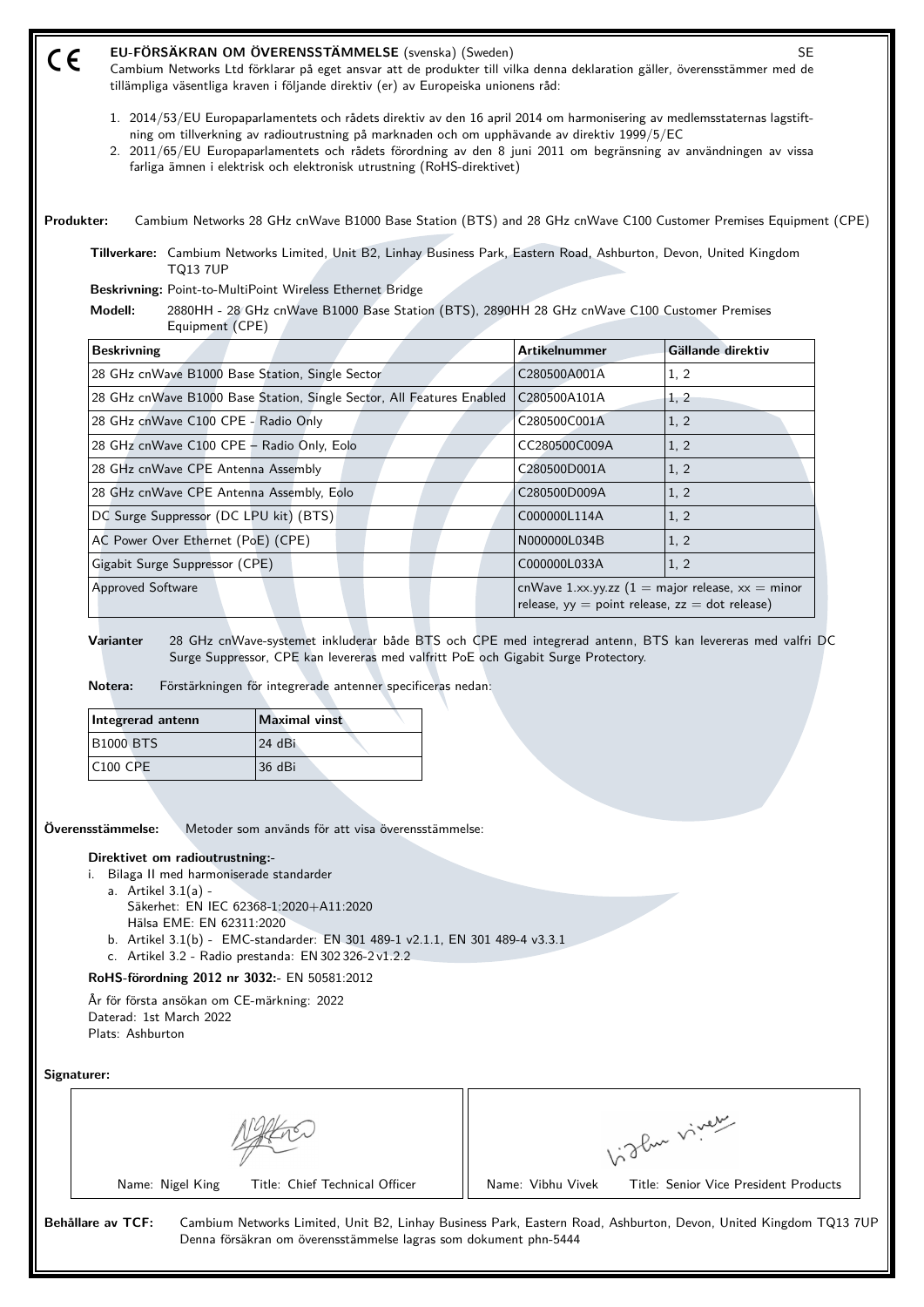CE

# EU-FÖRSÄKRAN OM ÖVERENSSTÄMMELSE (svenska) (Sweden)

SE

Cambium Networks Ltd förklarar på eget ansvar att de produkter till vilka denna deklaration gäller, överensstämmer med de tillämpliga väsentliga kraven i följande direktiv (er) av Europeiska unionens råd:

1. 2014/53/EU Europaparlamentets och rådets direktiv av den 16 april 2014 om harmonisering av medlemsstaternas lagstiftning om tillverkning av radioutrustning på marknaden och om upphävande av direktiv 1999/5/EC
2. 2011/65/EU Europaparlamentets och rådets förordning av den 8 juni 2011 om begränsning av användningen av vissa farliga ämnen i elektrisk och elektronisk utrustning (RoHS-direktivet)

**Produkter:** Cambium Networks 28 GHz cnWave B1000 Base Station (BTS) and 28 GHz cnWave C100 Customer Premises Equipment (CPE)

**Tillverkare:** Cambium Networks Limited, Unit B2, Linhay Business Park, Eastern Road, Ashburton, Devon, United Kingdom TQ13 7UP

**Beskrivning:** Point-to-MultiPoint Wireless Ethernet Bridge

**Modell:** 2880HH - 28 GHz cnWave B1000 Base Station (BTS), 2890HH 28 GHz cnWave C100 Customer Premises Equipment (CPE)

| Beskrivning | Artikelnummer | Gällande direktiv |
|---|---|---|
| 28 GHz cnWave B1000 Base Station, Single Sector | C280500A001A | 1, 2 |
| 28 GHz cnWave B1000 Base Station, Single Sector, All Features Enabled | C280500A101A | 1, 2 |
| 28 GHz cnWave C100 CPE - Radio Only | C280500C001A | 1, 2 |
| 28 GHz cnWave C100 CPE – Radio Only, Eolo | CC280500C009A | 1, 2 |
| 28 GHz cnWave CPE Antenna Assembly | C280500D001A | 1, 2 |
| 28 GHz cnWave CPE Antenna Assembly, Eolo | C280500D009A | 1, 2 |
| DC Surge Suppressor (DC LPU kit) (BTS) | C000000L114A | 1, 2 |
| AC Power Over Ethernet (PoE) (CPE) | N000000L034B | 1, 2 |
| Gigabit Surge Suppressor (CPE) | C000000L033A | 1, 2 |
| Approved Software | cnWave 1.xx.yy.zz (1 = major release, xx = minor release, yy = point release, zz = dot release) | |

**Varianter** 28 GHz cnWave-systemet inkluderar både BTS och CPE med integrerad antenn, BTS kan levereras med valfri DC Surge Suppressor, CPE kan levereras med valfritt PoE och Gigabit Surge Protectory.

**Notera:** Förstärkningen för integrerade antenner specificeras nedan:

| Integrerad antenn | Maximal vinst |
|---|---|
| B1000 BTS | 24 dBi |
| C100 CPE | 36 dBi |

**Överensstämmelse:** Metoder som används för att visa överensstämmelse:

**Direktivet om radioutrustning:-**

i. Bilaga II med harmoniserade standarder
   a. Artikel 3.1(a) -
      Säkerhet: EN IEC 62368-1:2020+A11:2020
      Hälsa EME: EN 62311:2020
   b. Artikel 3.1(b) - EMC-standarder: EN 301 489-1 v2.1.1, EN 301 489-4 v3.3.1
   c. Artikel 3.2 - Radio prestanda: EN 302 326-2 v1.2.2

**RoHS-förordning 2012 nr 3032:-** EN 50581:2012

År för första ansökan om CE-märkning: 2022
Daterad: 1st March 2022
Plats: Ashburton

**Signaturer:**

| | |
|---|---|
| Name: Nigel King    Title: Chief Technical Officer | Name: Vibhu Vivek    Title: Senior Vice President Products |

**Behållare av TCF:** Cambium Networks Limited, Unit B2, Linhay Business Park, Eastern Road, Ashburton, Devon, United Kingdom TQ13 7UP
Denna försäkran om överensstämmelse lagras som dokument phn-5444